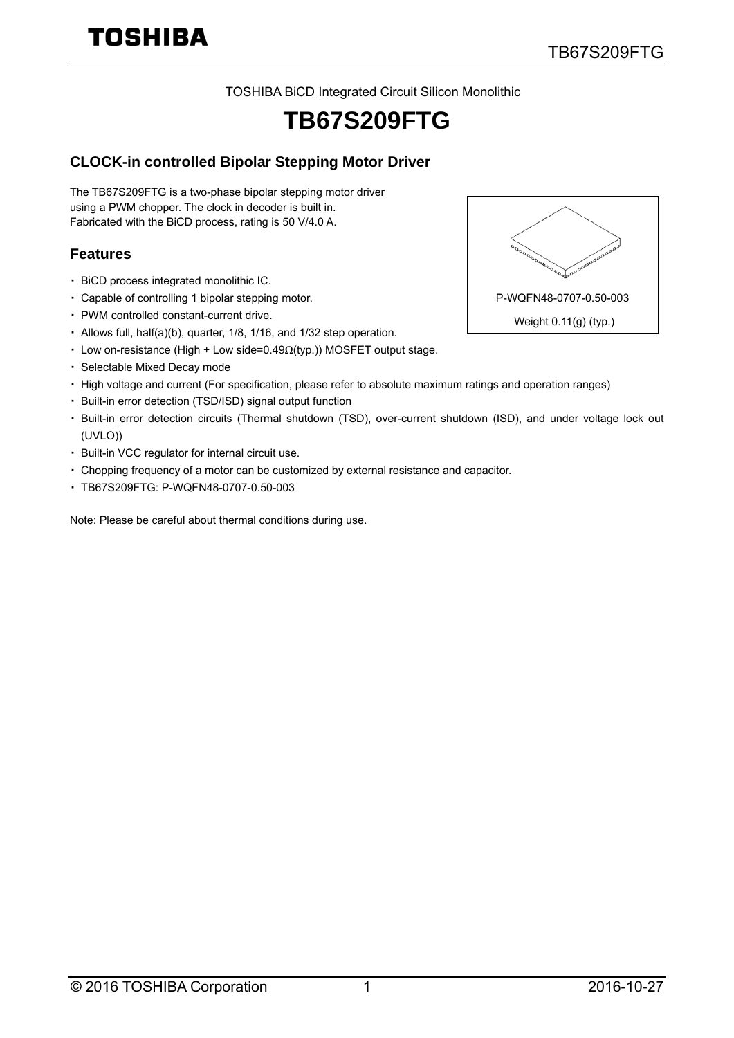TOSHIBA BiCD Integrated Circuit Silicon Monolithic

# TB67S209FTG

## CLOCK-in controlled Bipolar Stepping Motor Driver

The TB67S209FTG is a two-phase bipolar stepping motor driver using a PWM chopper. The clock in decoder is built in. Fabricated with the BiCD process, rating is 50 V/4.0 A.

P-WQFN48-0707-0.50-003

Weight 0.11(g) (typ.)

## Features

- BiCD process integrated monolithic IC.
- Capable of controlling 1 bipolar stepping motor.
- PWM controlled constant-current drive.
- Allows full, half(a)(b), quarter, 1/8, 1/16, and 1/32 step operation.
- Low on-resistance (High + Low side=0.49Ω(typ.)) MOSFET output stage.
- Selectable Mixed Decay mode
- High voltage and current (For specification, please refer to absolute maximum ratings and operation ranges)
- Built-in error detection (TSD/ISD) signal output function
- Built-in error detection circuits (Thermal shutdown (TSD), over-current shutdown (ISD), and under voltage lock out (UVLO))
- Built-in VCC regulator for internal circuit use.
- Chopping frequency of a motor can be customized by external resistance and capacitor.
- TB67S209FTG: P-WQFN48-0707-0.50-003

Note: Please be careful about thermal conditions during use.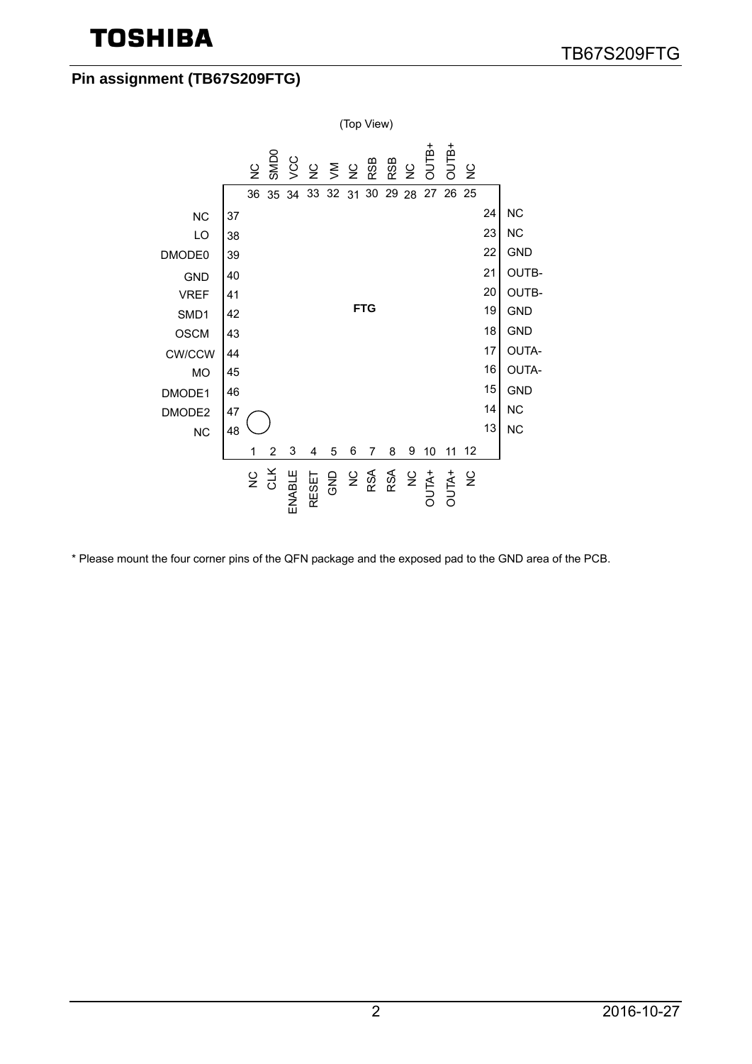## Pin assignment (TB67S209FTG)

(Top View)

| Pin No. | Pin name | Pin No. | Pin name | Pin No. | Pin name | Pin No. | Pin name |
|---|---|---|---|---|---|---|---|
| 1 | NC | 13 | NC | 25 | NC | 37 | NC |
| 2 | CLK | 14 | NC | 26 | OUTB+ | 38 | LO |
| 3 | ENABLE | 15 | GND | 27 | OUTB+ | 39 | DMODE0 |
| 4 | RESET | 16 | OUTA- | 28 | NC | 40 | GND |
| 5 | GND | 17 | OUTA- | 29 | RSB | 41 | VREF |
| 6 | NC | 18 | GND | 30 | RSB | 42 | SMD1 |
| 7 | RSA | 19 | GND | 31 | NC | 43 | OSCM |
| 8 | RSA | 20 | OUTB- | 32 | VM | 44 | CW/CCW |
| 9 | NC | 21 | OUTB- | 33 | NC | 45 | MO |
| 10 | OUTA+ | 22 | GND | 34 | VCC | 46 | DMODE1 |
| 11 | OUTA+ | 23 | NC | 35 | SMD0 | 47 | DMODE2 |
| 12 | NC | 24 | NC | 36 | NC | 48 | NC |

FTG

* Please mount the four corner pins of the QFN package and the exposed pad to the GND area of the PCB.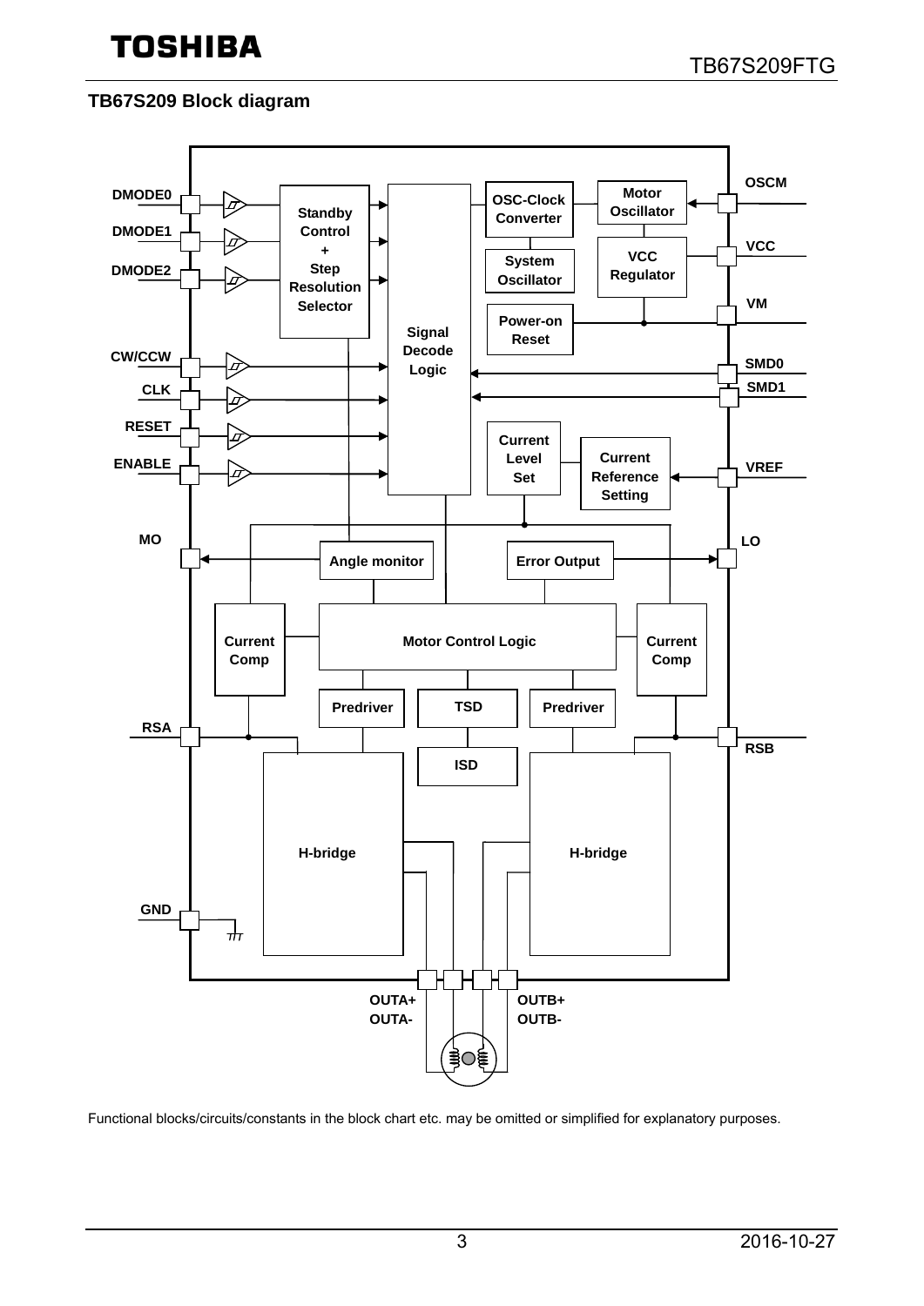## TB67S209 Block diagram

DMODE0
DMODE1
DMODE2
CW/CCW
CLK
RESET
ENABLE
MO
RSA
GND

Standby Control + Step Resolution Selector

Signal Decode Logic

OSC-Clock Converter

Motor Oscillator

System Oscillator

VCC Regulator

Power-on Reset

Current Level Set

Current Reference Setting

Angle monitor

Error Output

Current Comp

Motor Control Logic

Current Comp

Predriver

TSD

Predriver

ISD

H-bridge

H-bridge

OSCM
VCC
VM
SMD0
SMD1
VREF
LO
RSB

OUTA+
OUTA-
OUTB+
OUTB-

Functional blocks/circuits/constants in the block chart etc. may be omitted or simplified for explanatory purposes.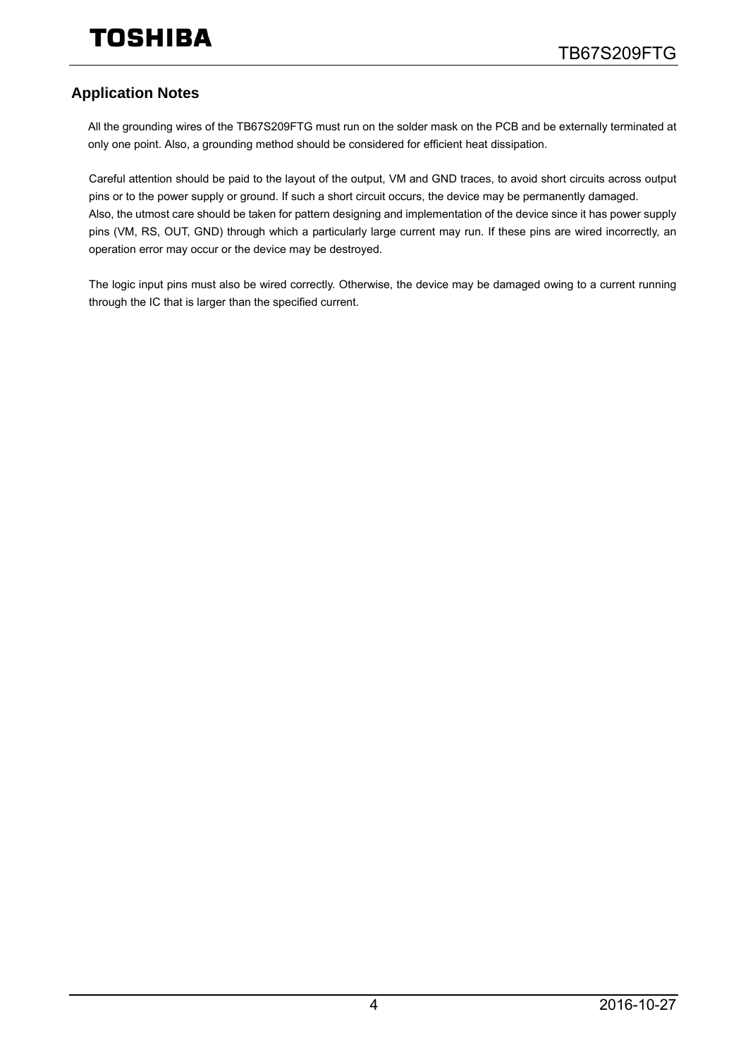## Application Notes

All the grounding wires of the TB67S209FTG must run on the solder mask on the PCB and be externally terminated at only one point. Also, a grounding method should be considered for efficient heat dissipation.

Careful attention should be paid to the layout of the output, VM and GND traces, to avoid short circuits across output pins or to the power supply or ground. If such a short circuit occurs, the device may be permanently damaged.
Also, the utmost care should be taken for pattern designing and implementation of the device since it has power supply pins (VM, RS, OUT, GND) through which a particularly large current may run. If these pins are wired incorrectly, an operation error may occur or the device may be destroyed.

The logic input pins must also be wired correctly. Otherwise, the device may be damaged owing to a current running through the IC that is larger than the specified current.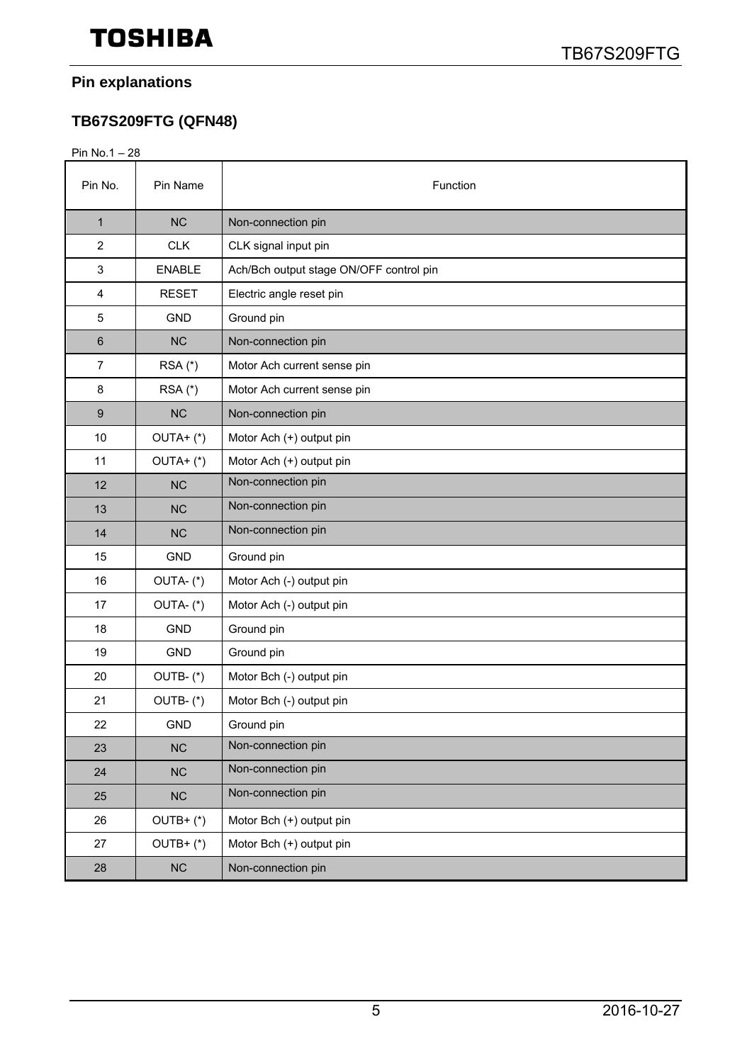## Pin explanations

### TB67S209FTG (QFN48)

Pin No.1 – 28

| Pin No. | Pin Name | Function |
|---|---|---|
| 1 | NC | Non-connection pin |
| 2 | CLK | CLK signal input pin |
| 3 | ENABLE | Ach/Bch output stage ON/OFF control pin |
| 4 | RESET | Electric angle reset pin |
| 5 | GND | Ground pin |
| 6 | NC | Non-connection pin |
| 7 | RSA (*) | Motor Ach current sense pin |
| 8 | RSA (*) | Motor Ach current sense pin |
| 9 | NC | Non-connection pin |
| 10 | OUTA+ (*) | Motor Ach (+) output pin |
| 11 | OUTA+ (*) | Motor Ach (+) output pin |
| 12 | NC | Non-connection pin |
| 13 | NC | Non-connection pin |
| 14 | NC | Non-connection pin |
| 15 | GND | Ground pin |
| 16 | OUTA- (*) | Motor Ach (-) output pin |
| 17 | OUTA- (*) | Motor Ach (-) output pin |
| 18 | GND | Ground pin |
| 19 | GND | Ground pin |
| 20 | OUTB- (*) | Motor Bch (-) output pin |
| 21 | OUTB- (*) | Motor Bch (-) output pin |
| 22 | GND | Ground pin |
| 23 | NC | Non-connection pin |
| 24 | NC | Non-connection pin |
| 25 | NC | Non-connection pin |
| 26 | OUTB+ (*) | Motor Bch (+) output pin |
| 27 | OUTB+ (*) | Motor Bch (+) output pin |
| 28 | NC | Non-connection pin |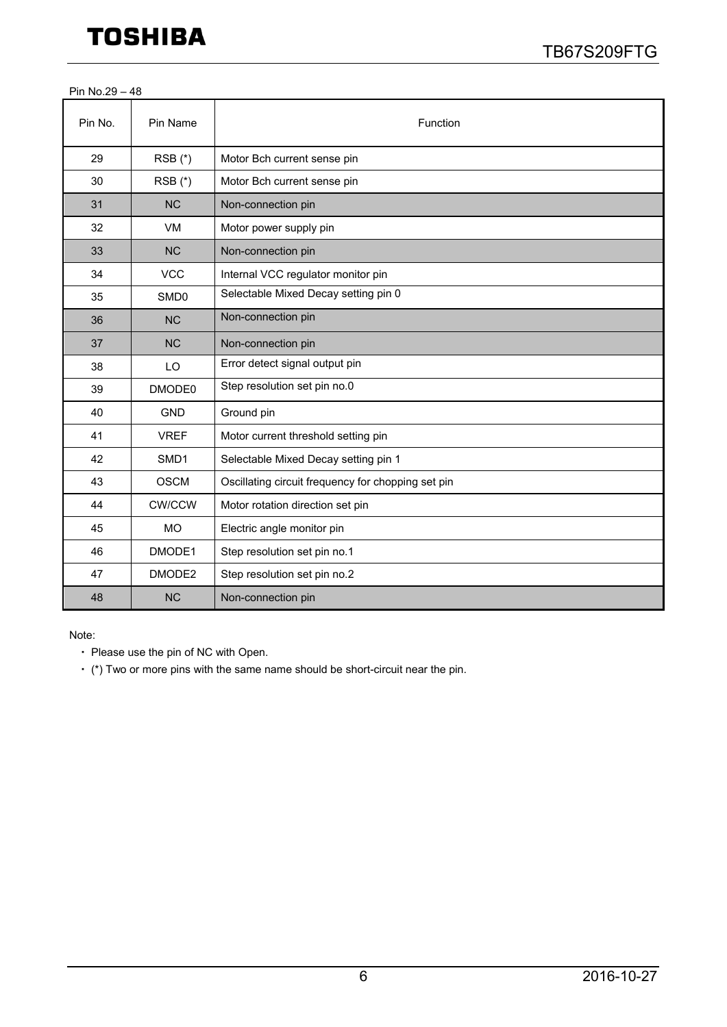Pin No.29 – 48

| Pin No. | Pin Name | Function |
|---|---|---|
| 29 | RSB (*) | Motor Bch current sense pin |
| 30 | RSB (*) | Motor Bch current sense pin |
| 31 | NC | Non-connection pin |
| 32 | VM | Motor power supply pin |
| 33 | NC | Non-connection pin |
| 34 | VCC | Internal VCC regulator monitor pin |
| 35 | SMD0 | Selectable Mixed Decay setting pin 0 |
| 36 | NC | Non-connection pin |
| 37 | NC | Non-connection pin |
| 38 | LO | Error detect signal output pin |
| 39 | DMODE0 | Step resolution set pin no.0 |
| 40 | GND | Ground pin |
| 41 | VREF | Motor current threshold setting pin |
| 42 | SMD1 | Selectable Mixed Decay setting pin 1 |
| 43 | OSCM | Oscillating circuit frequency for chopping set pin |
| 44 | CW/CCW | Motor rotation direction set pin |
| 45 | MO | Electric angle monitor pin |
| 46 | DMODE1 | Step resolution set pin no.1 |
| 47 | DMODE2 | Step resolution set pin no.2 |
| 48 | NC | Non-connection pin |

Note:

- Please use the pin of NC with Open.
- (*) Two or more pins with the same name should be short-circuit near the pin.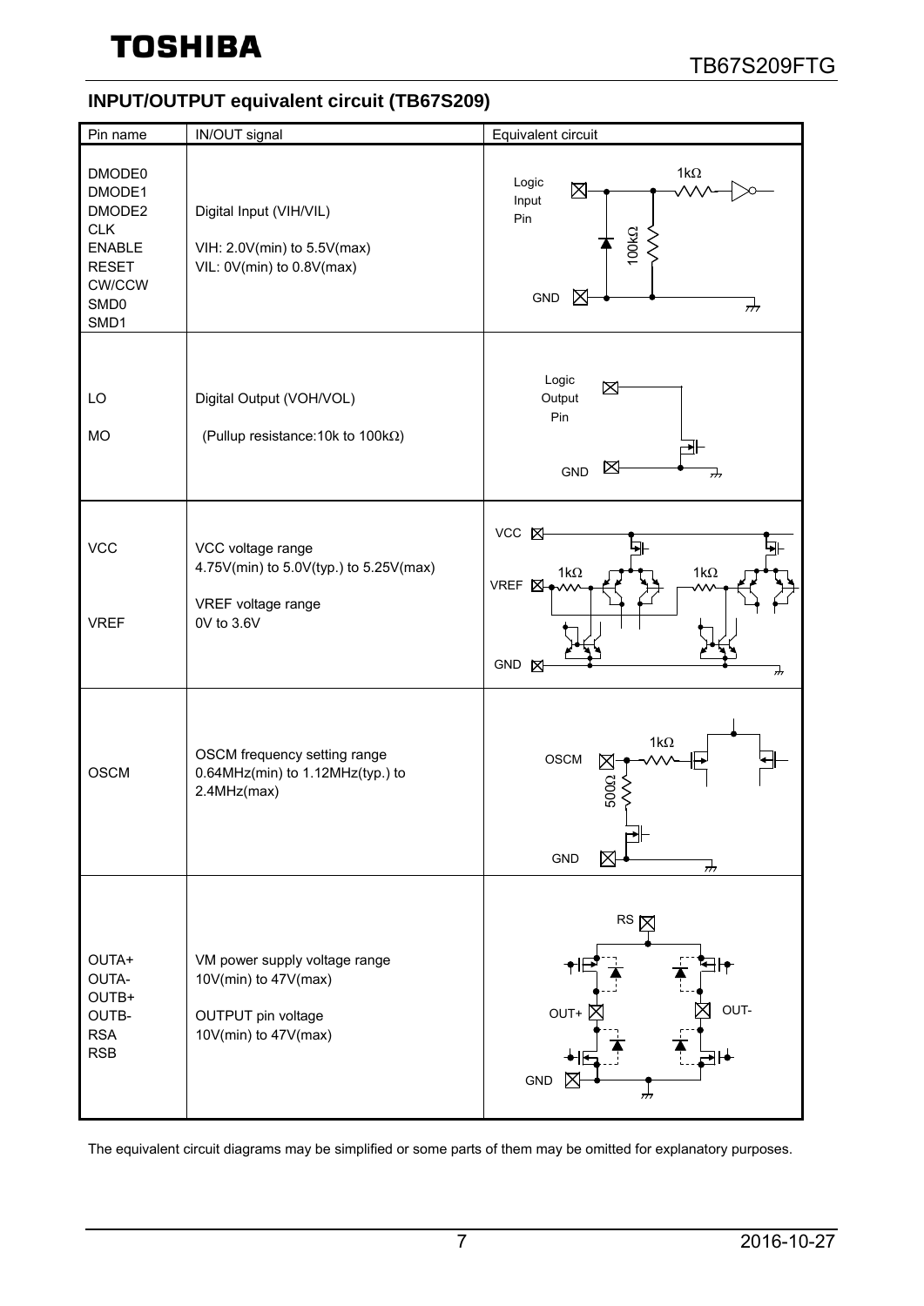## INPUT/OUTPUT equivalent circuit (TB67S209)

| Pin name | IN/OUT signal | Equivalent circuit |
|---|---|---|
| DMODE0<br>DMODE1<br>DMODE2<br>CLK<br>ENABLE<br>RESET<br>CW/CCW<br>SMD0<br>SMD1 | Digital Input (VIH/VIL)<br><br>VIH: 2.0V(min) to 5.5V(max)<br>VIL: 0V(min) to 0.8V(max) | Logic Input Pin, 1kΩ, 100kΩ, GND |
| LO<br><br>MO | Digital Output (VOH/VOL)<br><br>(Pullup resistance:10k to 100kΩ) | Logic Output Pin, GND |
| VCC<br><br><br>VREF | VCC voltage range<br>4.75V(min) to 5.0V(typ.) to 5.25V(max)<br><br>VREF voltage range<br>0V to 3.6V | VCC, VREF, 1kΩ, 1kΩ, GND |
| OSCM | OSCM frequency setting range<br>0.64MHz(min) to 1.12MHz(typ.) to 2.4MHz(max) | OSCM, 1kΩ, 500Ω, GND |
| OUTA+<br>OUTA-<br>OUTB+<br>OUTB-<br>RSA<br>RSB | VM power supply voltage range<br>10V(min) to 47V(max)<br><br>OUTPUT pin voltage<br>10V(min) to 47V(max) | RS, OUT+, OUT-, GND |

The equivalent circuit diagrams may be simplified or some parts of them may be omitted for explanatory purposes.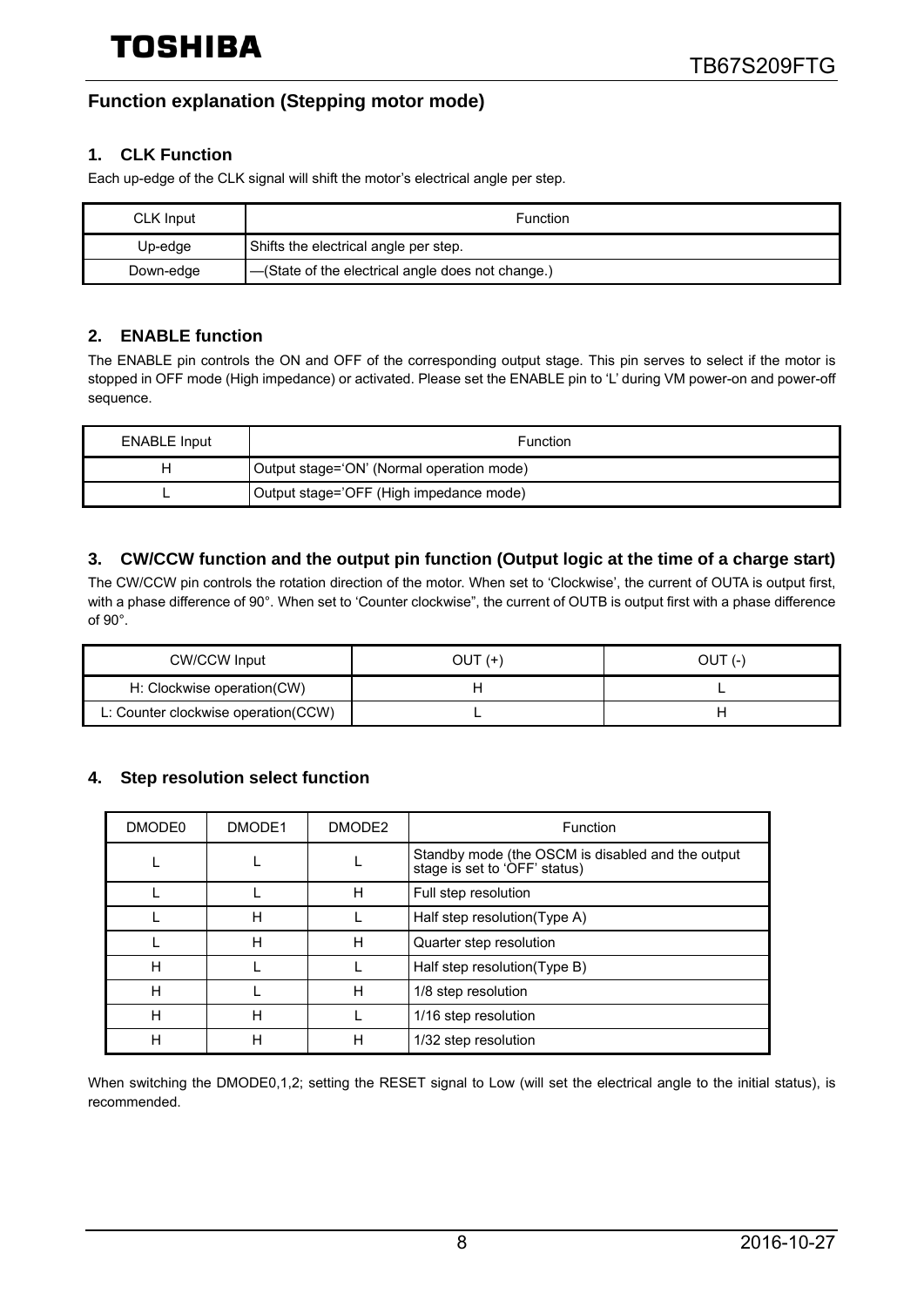## Function explanation (Stepping motor mode)

### 1. CLK Function

Each up-edge of the CLK signal will shift the motor's electrical angle per step.

| CLK Input | Function |
|---|---|
| Up-edge | Shifts the electrical angle per step. |
| Down-edge | —(State of the electrical angle does not change.) |

### 2. ENABLE function

The ENABLE pin controls the ON and OFF of the corresponding output stage. This pin serves to select if the motor is stopped in OFF mode (High impedance) or activated. Please set the ENABLE pin to 'L' during VM power-on and power-off sequence.

| ENABLE Input | Function |
|---|---|
| H | Output stage='ON' (Normal operation mode) |
| L | Output stage='OFF (High impedance mode) |

### 3. CW/CCW function and the output pin function (Output logic at the time of a charge start)

The CW/CCW pin controls the rotation direction of the motor. When set to 'Clockwise', the current of OUTA is output first, with a phase difference of 90°. When set to 'Counter clockwise", the current of OUTB is output first with a phase difference of 90°.

| CW/CCW Input | OUT (+) | OUT (-) |
|---|---|---|
| H: Clockwise operation(CW) | H | L |
| L: Counter clockwise operation(CCW) | L | H |

### 4. Step resolution select function

| DMODE0 | DMODE1 | DMODE2 | Function |
|---|---|---|---|
| L | L | L | Standby mode (the OSCM is disabled and the output stage is set to 'OFF' status) |
| L | L | H | Full step resolution |
| L | H | L | Half step resolution(Type A) |
| L | H | H | Quarter step resolution |
| H | L | L | Half step resolution(Type B) |
| H | L | H | 1/8 step resolution |
| H | H | L | 1/16 step resolution |
| H | H | H | 1/32 step resolution |

When switching the DMODE0,1,2; setting the RESET signal to Low (will set the electrical angle to the initial status), is recommended.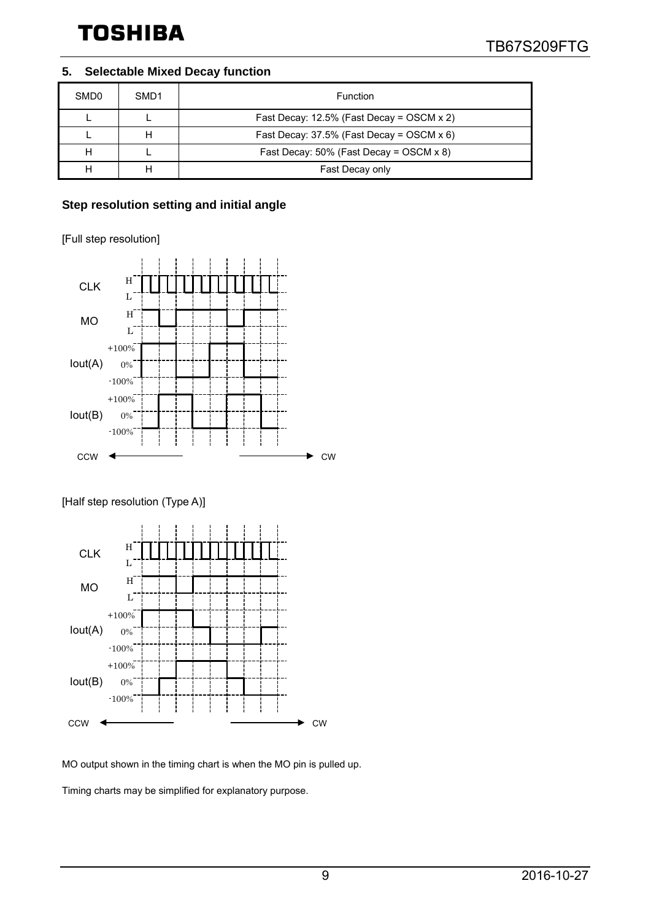## 5. Selectable Mixed Decay function

| SMD0 | SMD1 | Function |
|---|---|---|
| L | L | Fast Decay: 12.5% (Fast Decay = OSCM x 2) |
| L | H | Fast Decay: 37.5% (Fast Decay = OSCM x 6) |
| H | L | Fast Decay: 50% (Fast Decay = OSCM x 8) |
| H | H | Fast Decay only |

### Step resolution setting and initial angle

[Full step resolution]

[Half step resolution (Type A)]

MO output shown in the timing chart is when the MO pin is pulled up.

Timing charts may be simplified for explanatory purpose.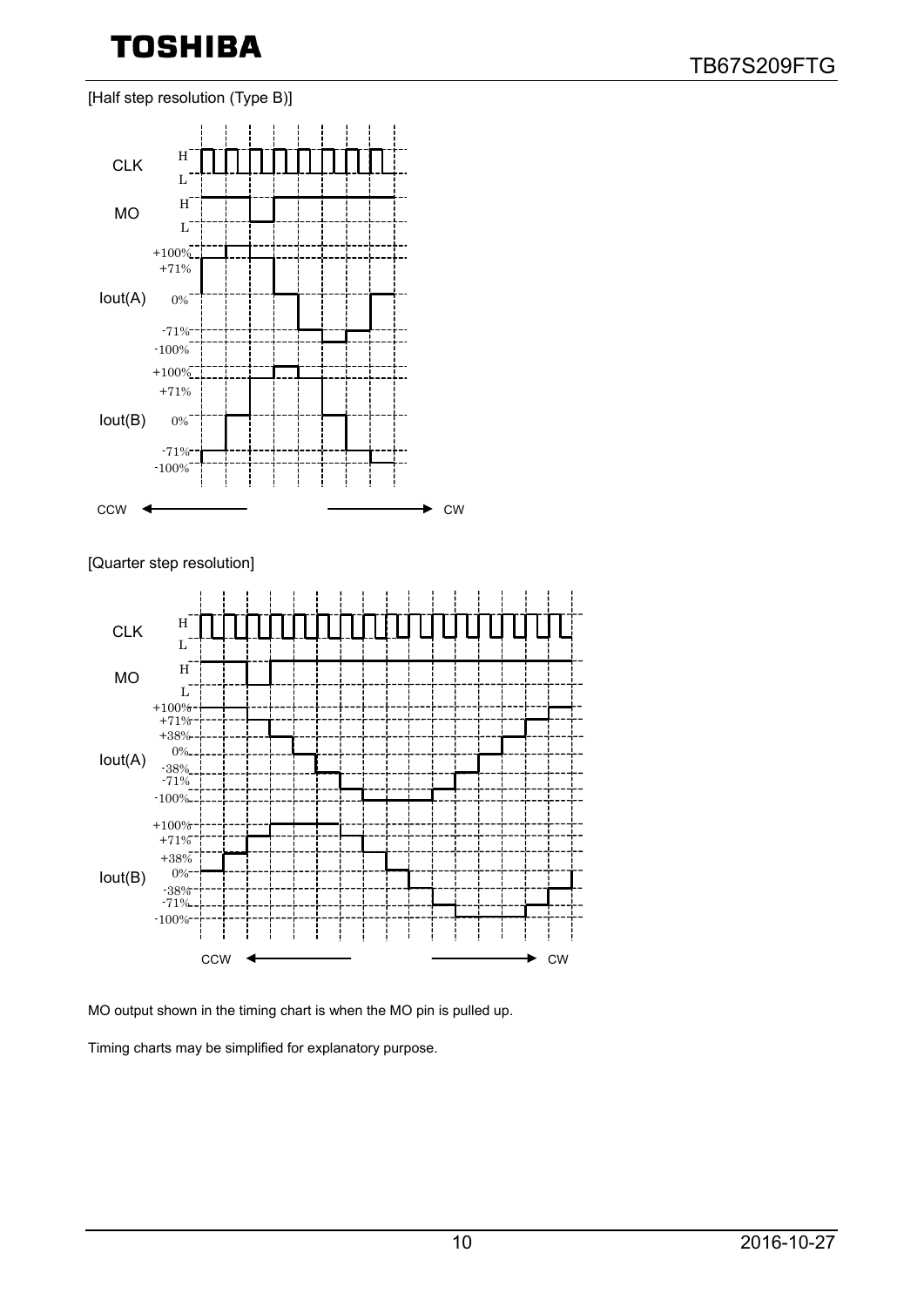[Half step resolution (Type B)]

CLK H L

MO H L

Iout(A) +100% +71% 0% -71% -100%

Iout(B) +100% +71% 0% -71% -100%

CCW ← → CW

[Quarter step resolution]

CLK H L

MO H L

Iout(A) +100% +71% +38% 0% -38% -71% -100%

Iout(B) +100% +71% +38% 0% -38% -71% -100%

CCW ← → CW

MO output shown in the timing chart is when the MO pin is pulled up.

Timing charts may be simplified for explanatory purpose.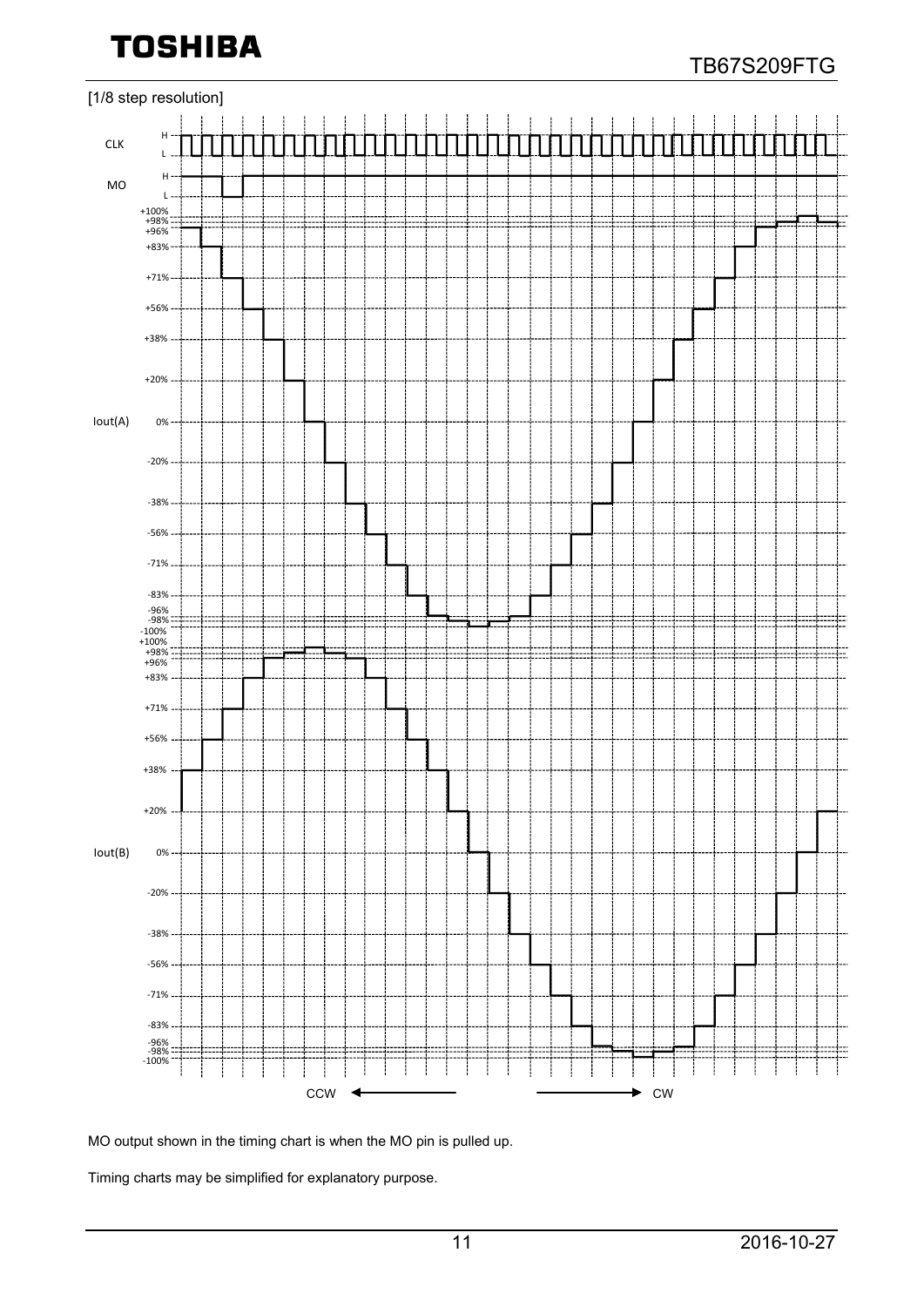[1/8 step resolution]

MO output shown in the timing chart is when the MO pin is pulled up.

Timing charts may be simplified for explanatory purpose.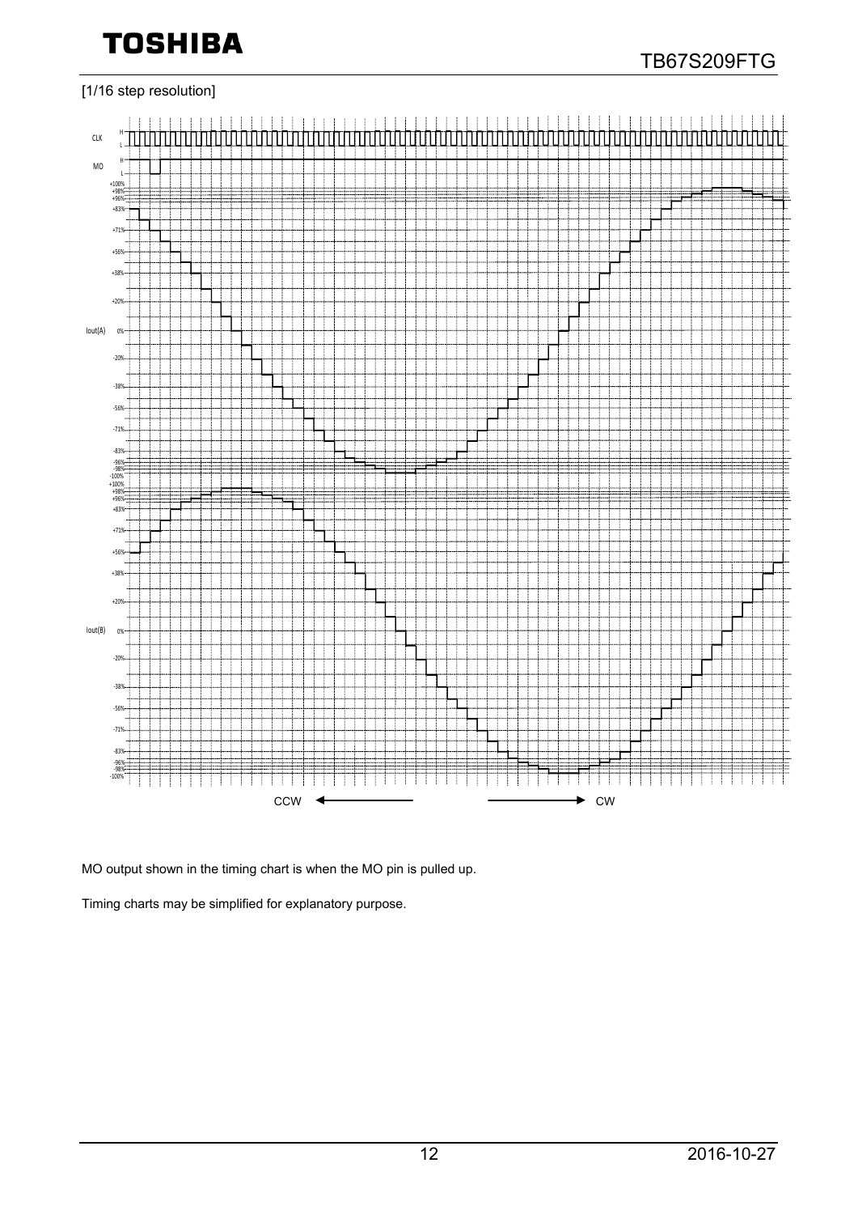[1/16 step resolution]

MO output shown in the timing chart is when the MO pin is pulled up.

Timing charts may be simplified for explanatory purpose.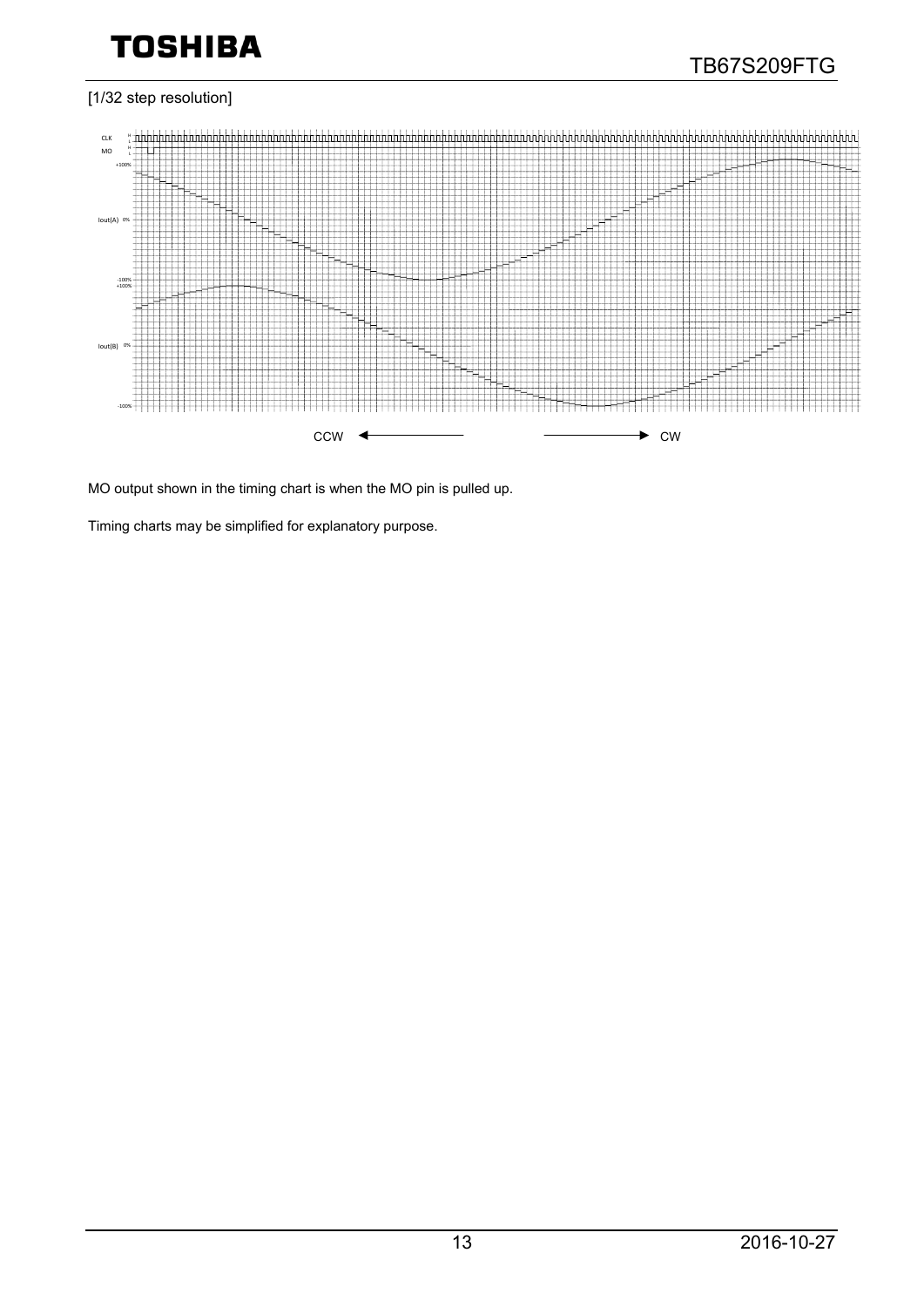[1/32 step resolution]

CLK

MO

Iout(A)

Iout(B)

CCW ← → CW

MO output shown in the timing chart is when the MO pin is pulled up.

Timing charts may be simplified for explanatory purpose.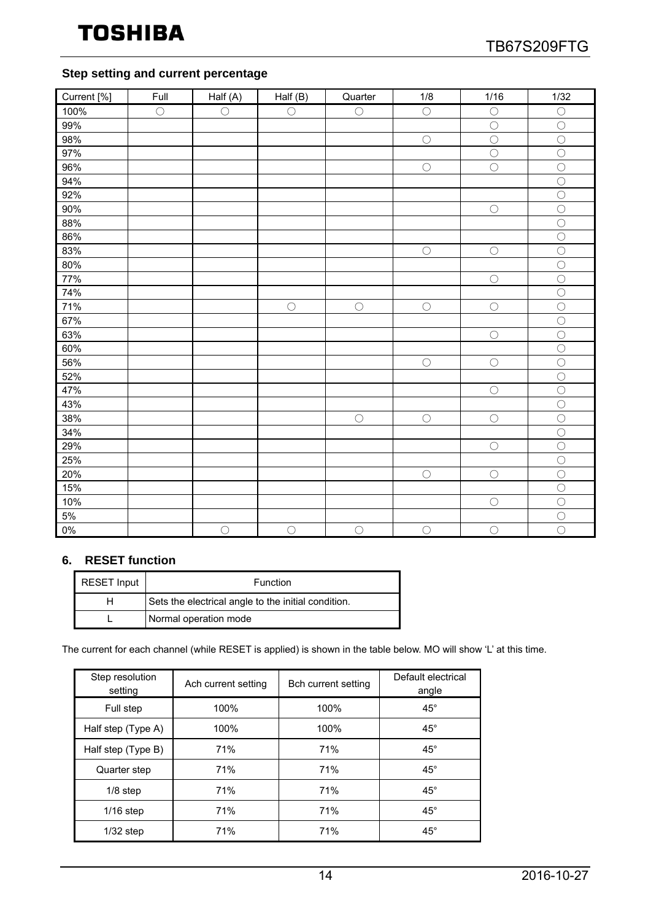### Step setting and current percentage

| Current [%] | Full | Half (A) | Half (B) | Quarter | 1/8 | 1/16 | 1/32 |
|---|---|---|---|---|---|---|---|
| 100% | ○ | ○ | ○ | ○ | ○ | ○ | ○ |
| 99% | | | | | | ○ | ○ |
| 98% | | | | | ○ | ○ | ○ |
| 97% | | | | | | ○ | ○ |
| 96% | | | | | ○ | ○ | ○ |
| 94% | | | | | | | ○ |
| 92% | | | | | | | ○ |
| 90% | | | | | | ○ | ○ |
| 88% | | | | | | | ○ |
| 86% | | | | | | | ○ |
| 83% | | | | | ○ | ○ | ○ |
| 80% | | | | | | | ○ |
| 77% | | | | | | ○ | ○ |
| 74% | | | | | | | ○ |
| 71% | | | ○ | ○ | ○ | ○ | ○ |
| 67% | | | | | | | ○ |
| 63% | | | | | | ○ | ○ |
| 60% | | | | | | | ○ |
| 56% | | | | | ○ | ○ | ○ |
| 52% | | | | | | | ○ |
| 47% | | | | | | ○ | ○ |
| 43% | | | | | | | ○ |
| 38% | | | | ○ | ○ | ○ | ○ |
| 34% | | | | | | | ○ |
| 29% | | | | | | ○ | ○ |
| 25% | | | | | | | ○ |
| 20% | | | | | ○ | ○ | ○ |
| 15% | | | | | | | ○ |
| 10% | | | | | | ○ | ○ |
| 5% | | | | | | | ○ |
| 0% | | ○ | ○ | ○ | ○ | ○ | ○ |

## 6. RESET function

| RESET Input | Function |
|---|---|
| H | Sets the electrical angle to the initial condition. |
| L | Normal operation mode |

The current for each channel (while RESET is applied) is shown in the table below. MO will show 'L' at this time.

| Step resolution setting | Ach current setting | Bch current setting | Default electrical angle |
|---|---|---|---|
| Full step | 100% | 100% | 45° |
| Half step (Type A) | 100% | 100% | 45° |
| Half step (Type B) | 71% | 71% | 45° |
| Quarter step | 71% | 71% | 45° |
| 1/8 step | 71% | 71% | 45° |
| 1/16 step | 71% | 71% | 45° |
| 1/32 step | 71% | 71% | 45° |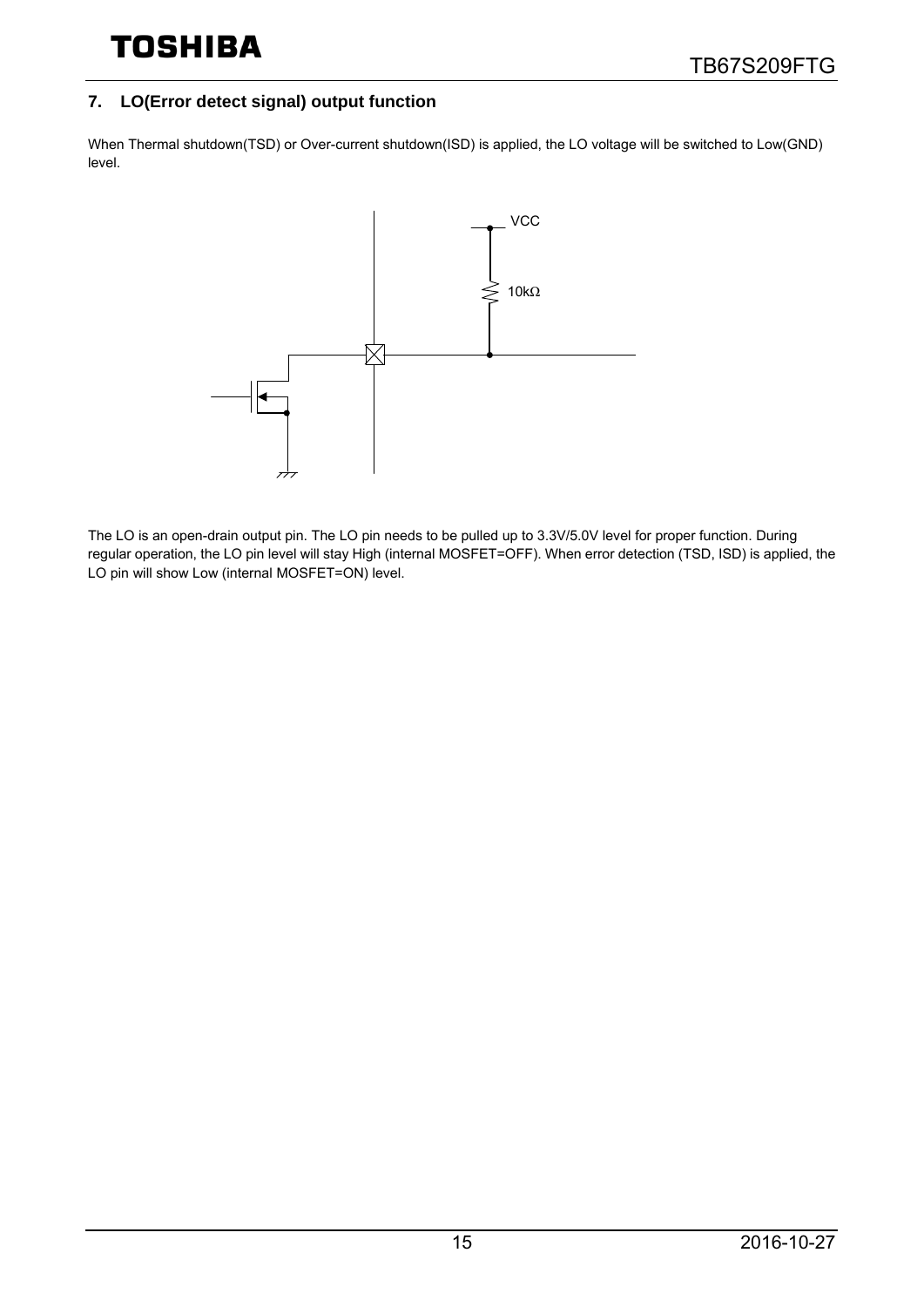## 7. LO(Error detect signal) output function

When Thermal shutdown(TSD) or Over-current shutdown(ISD) is applied, the LO voltage will be switched to Low(GND) level.

VCC

10kΩ

The LO is an open-drain output pin. The LO pin needs to be pulled up to 3.3V/5.0V level for proper function. During regular operation, the LO pin level will stay High (internal MOSFET=OFF). When error detection (TSD, ISD) is applied, the LO pin will show Low (internal MOSFET=ON) level.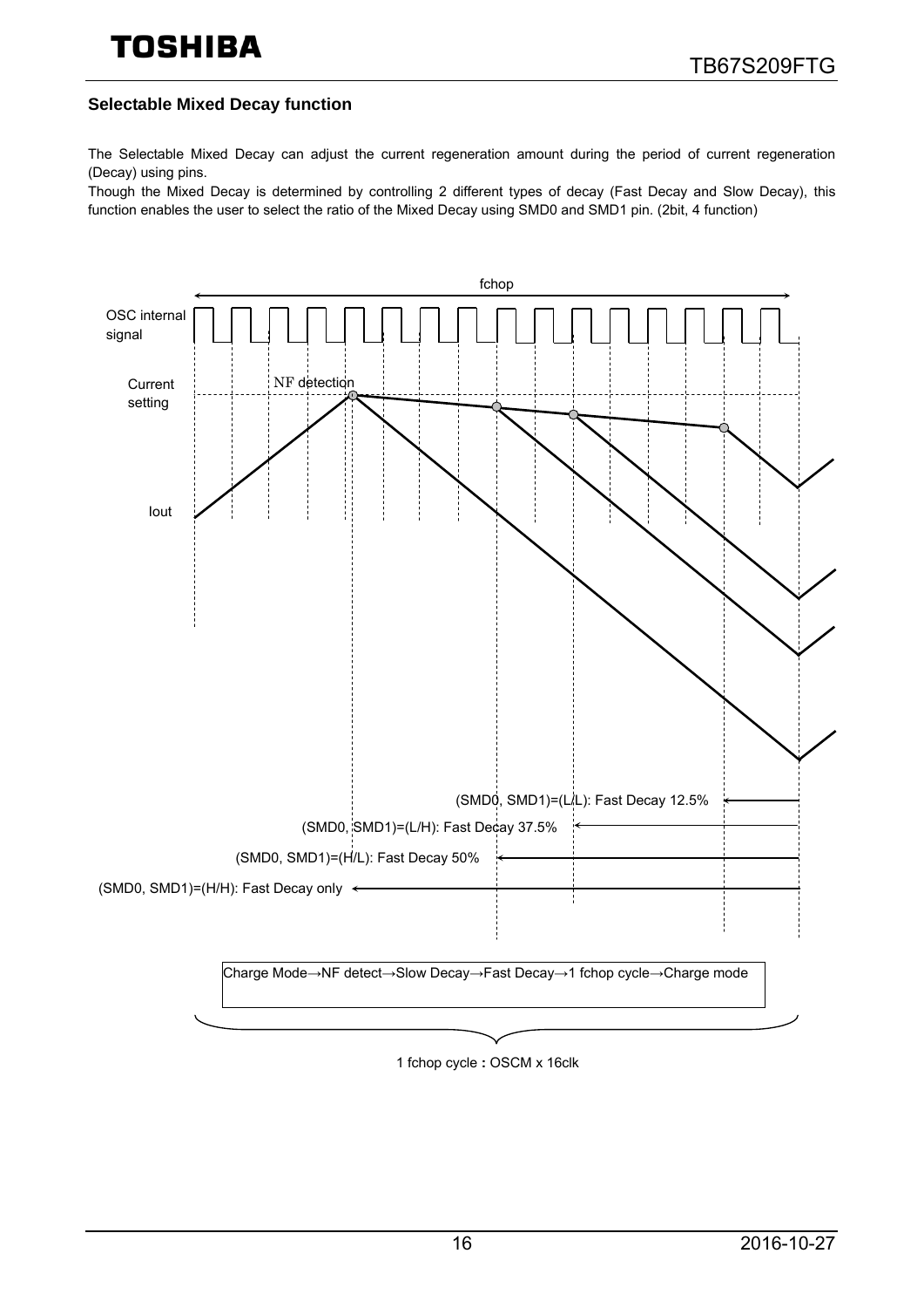### Selectable Mixed Decay function

The Selectable Mixed Decay can adjust the current regeneration amount during the period of current regeneration (Decay) using pins.

Though the Mixed Decay is determined by controlling 2 different types of decay (Fast Decay and Slow Decay), this function enables the user to select the ratio of the Mixed Decay using SMD0 and SMD1 pin. (2bit, 4 function)

fchop

OSC internal signal

Current setting

NF detection

Iout

(SMD0, SMD1)=(L/L): Fast Decay 12.5%

(SMD0, SMD1)=(L/H): Fast Decay 37.5%

(SMD0, SMD1)=(H/L): Fast Decay 50%

(SMD0, SMD1)=(H/H): Fast Decay only

Charge Mode→NF detect→Slow Decay→Fast Decay→1 fchop cycle→Charge mode

1 fchop cycle : OSCM x 16clk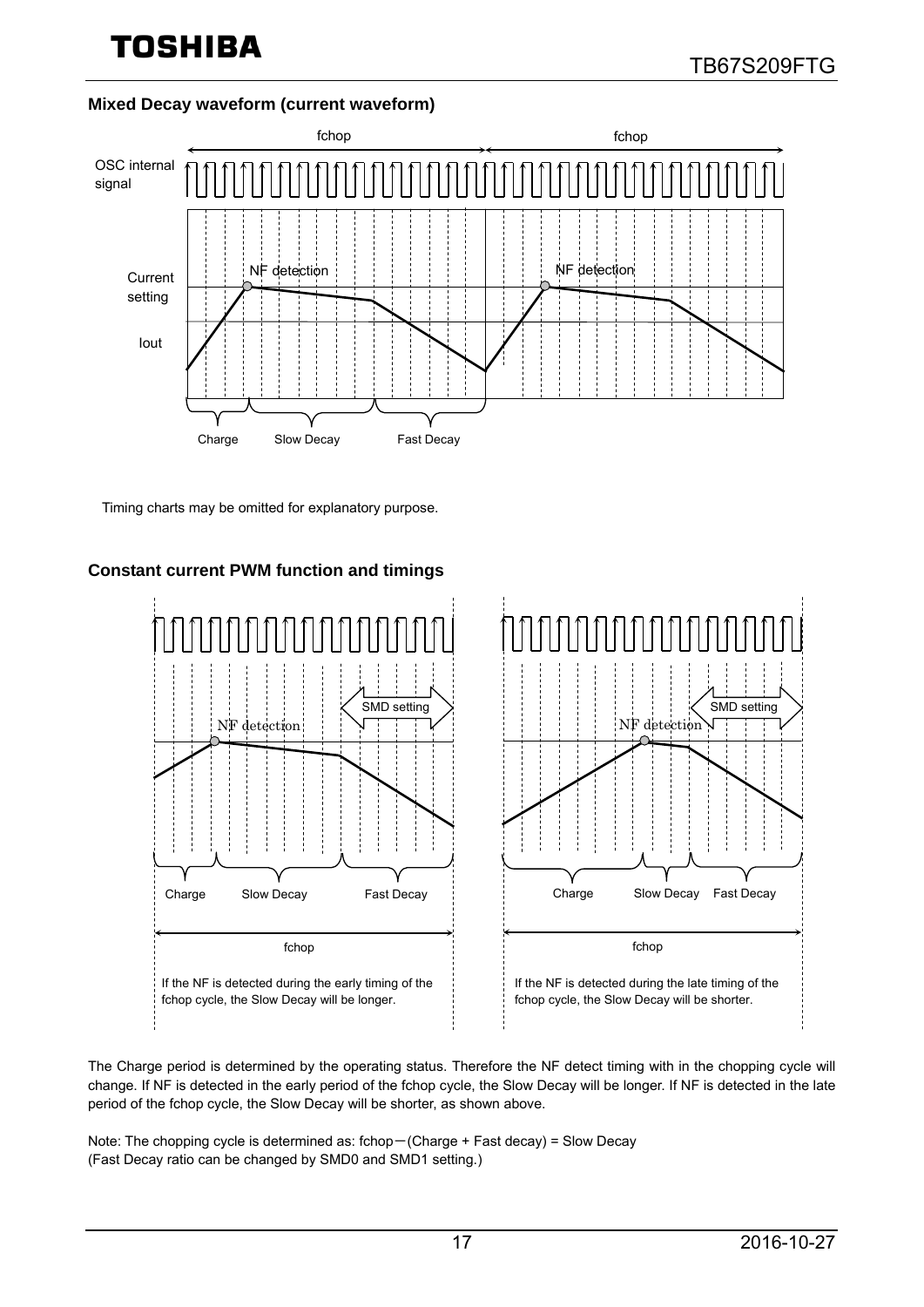### Mixed Decay waveform (current waveform)

fchop fchop

OSC internal signal

Current setting

Iout

NF detection NF detection

Charge Slow Decay Fast Decay

Timing charts may be omitted for explanatory purpose.

### Constant current PWM function and timings

SMD setting SMD setting

NF detection NF detection

Charge Slow Decay Fast Decay Charge Slow Decay Fast Decay

fchop fchop

If the NF is detected during the early timing of the fchop cycle, the Slow Decay will be longer.

If the NF is detected during the late timing of the fchop cycle, the Slow Decay will be shorter.

The Charge period is determined by the operating status. Therefore the NF detect timing with in the chopping cycle will change. If NF is detected in the early period of the fchop cycle, the Slow Decay will be longer. If NF is detected in the late period of the fchop cycle, the Slow Decay will be shorter, as shown above.

Note: The chopping cycle is determined as: fchop−(Charge + Fast decay) = Slow Decay
(Fast Decay ratio can be changed by SMD0 and SMD1 setting.)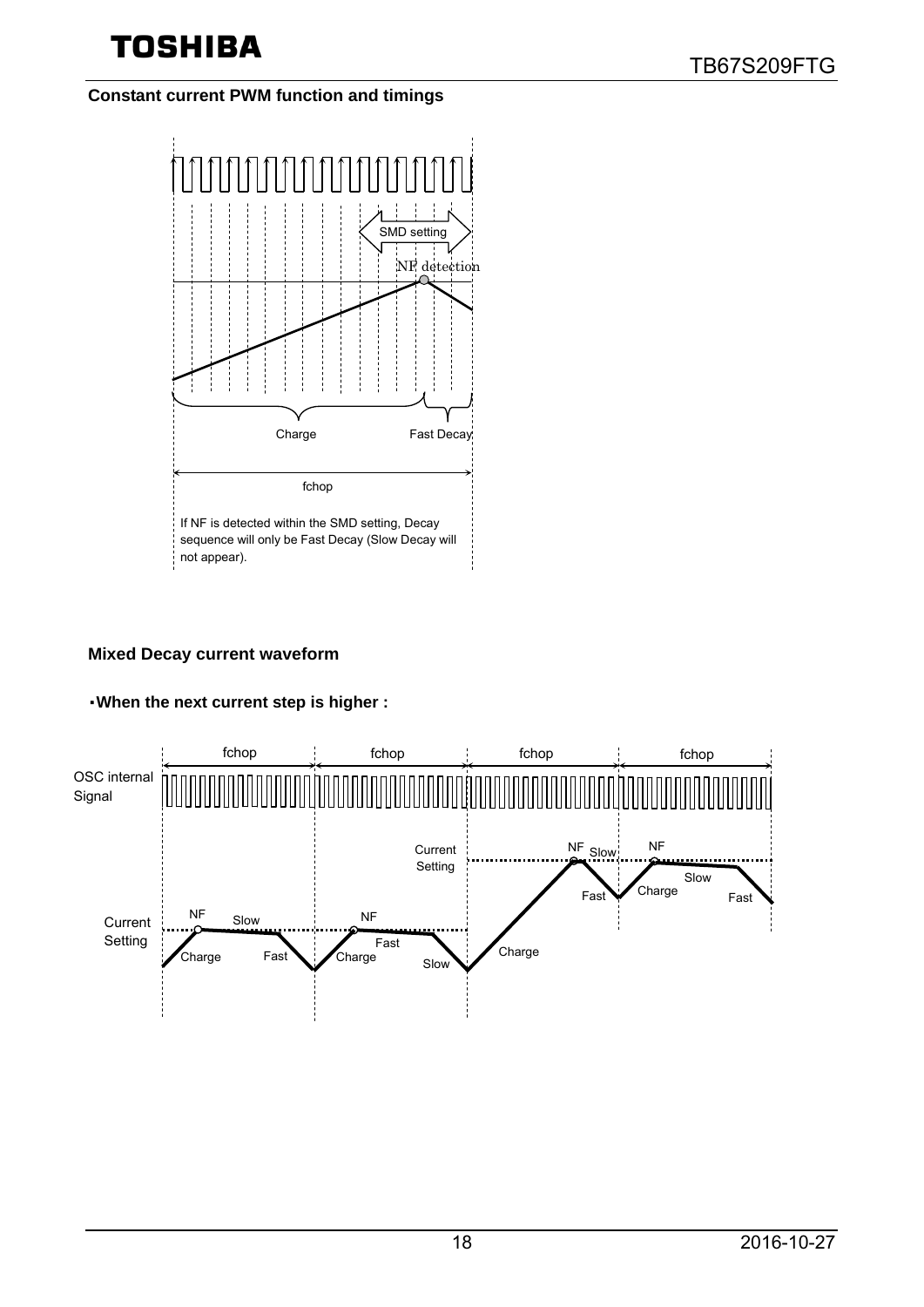### Constant current PWM function and timings

SMD setting

NF detection

Charge

Fast Decay

fchop

If NF is detected within the SMD setting, Decay sequence will only be Fast Decay (Slow Decay will not appear).

### Mixed Decay current waveform

**・When the next current step is higher :**

fchop fchop fchop fchop

OSC internal Signal

Current Setting

NF Slow Charge Fast NF Fast Charge Slow Current Setting Charge NF Slow Fast NF Charge Slow Fast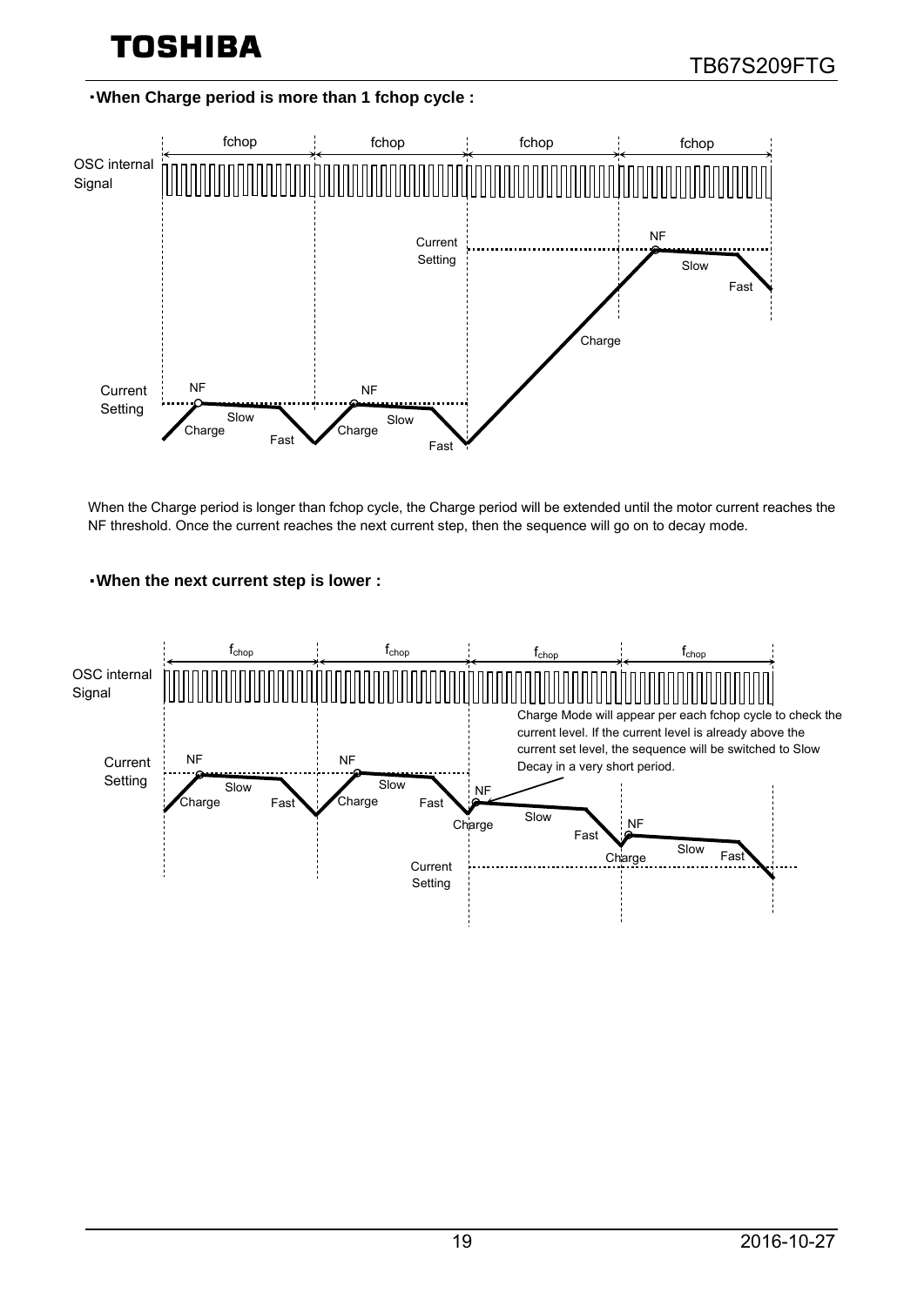**・When Charge period is more than 1 fchop cycle :**

When the Charge period is longer than fchop cycle, the Charge period will be extended until the motor current reaches the NF threshold. Once the current reaches the next current step, then the sequence will go on to decay mode.

**・When the next current step is lower :**

Charge Mode will appear per each fchop cycle to check the current level. If the current level is already above the current set level, the sequence will be switched to Slow Decay in a very short period.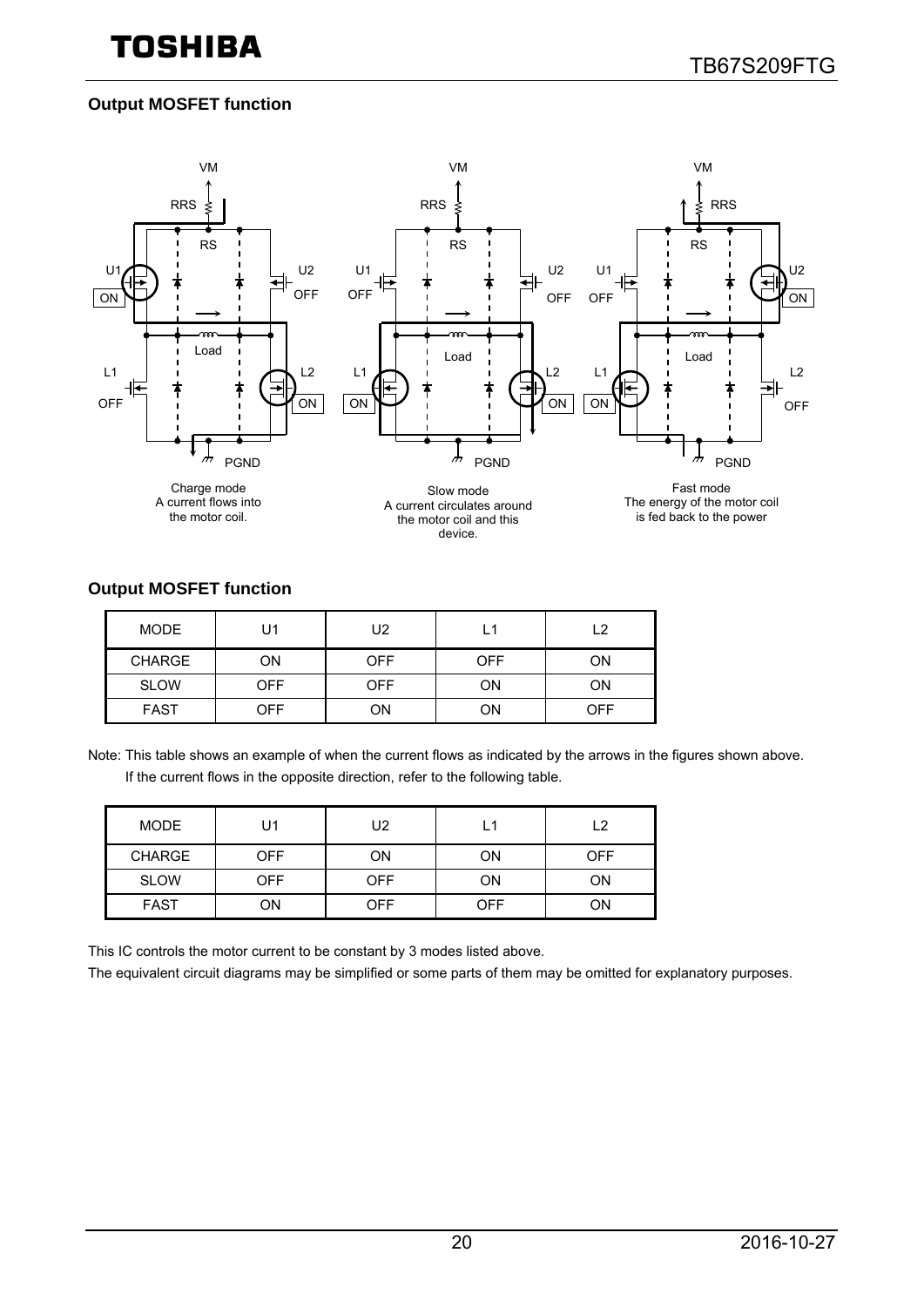## Output MOSFET function

Charge mode
A current flows into the motor coil.

Slow mode
A current circulates around the motor coil and this device.

Fast mode
The energy of the motor coil is fed back to the power

## Output MOSFET function

| MODE | U1 | U2 | L1 | L2 |
|---|---|---|---|---|
| CHARGE | ON | OFF | OFF | ON |
| SLOW | OFF | OFF | ON | ON |
| FAST | OFF | ON | ON | OFF |

Note: This table shows an example of when the current flows as indicated by the arrows in the figures shown above.
If the current flows in the opposite direction, refer to the following table.

| MODE | U1 | U2 | L1 | L2 |
|---|---|---|---|---|
| CHARGE | OFF | ON | ON | OFF |
| SLOW | OFF | OFF | ON | ON |
| FAST | ON | OFF | OFF | ON |

This IC controls the motor current to be constant by 3 modes listed above.

The equivalent circuit diagrams may be simplified or some parts of them may be omitted for explanatory purposes.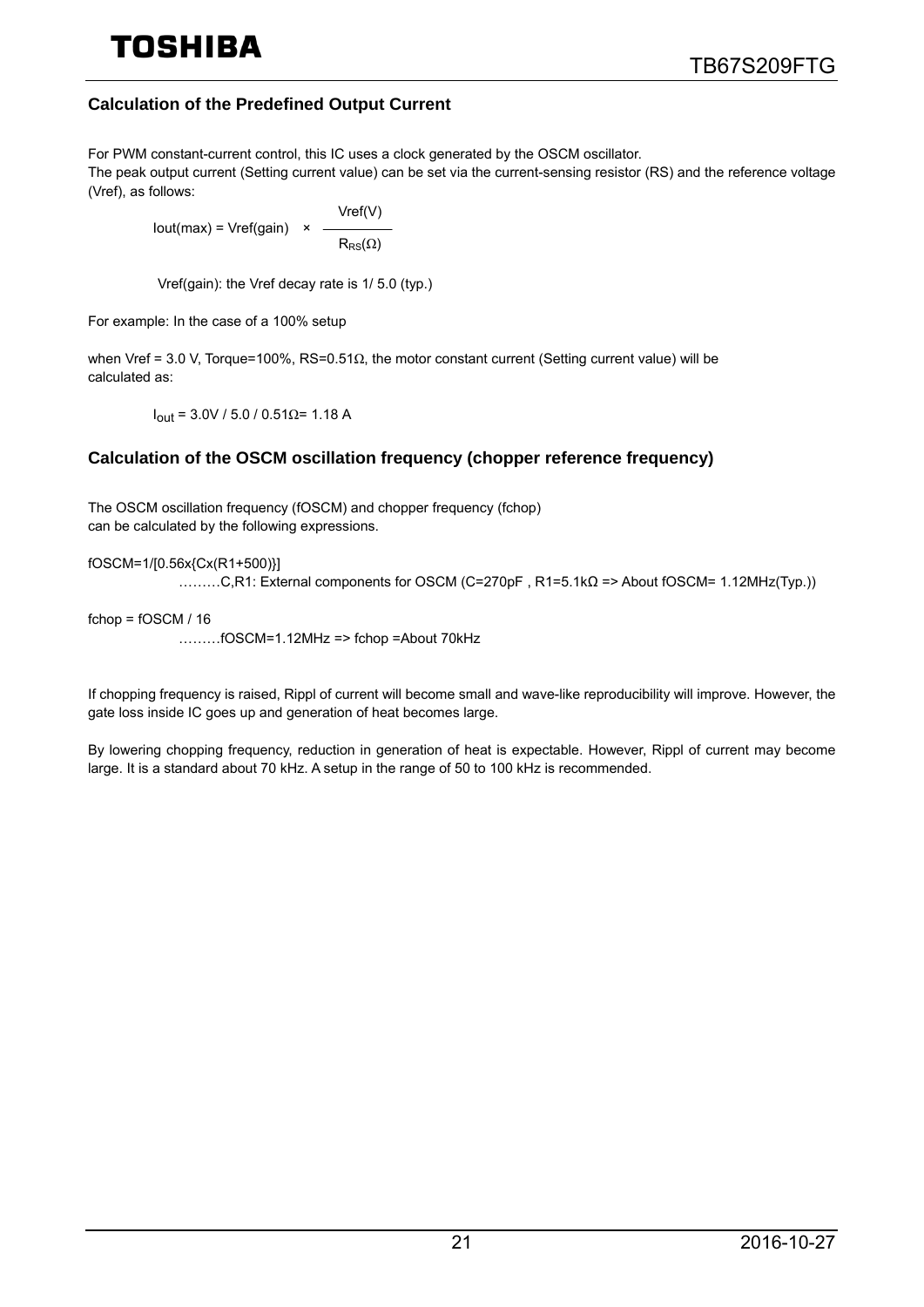## Calculation of the Predefined Output Current

For PWM constant-current control, this IC uses a clock generated by the OSCM oscillator.
The peak output current (Setting current value) can be set via the current-sensing resistor (RS) and the reference voltage (Vref), as follows:

$$Iout(max) = Vref(gain) \times \frac{Vref(V)}{R_{RS}(\Omega)}$$

Vref(gain): the Vref decay rate is 1/ 5.0 (typ.)

For example: In the case of a 100% setup

when Vref = 3.0 V, Torque=100%, RS=0.51Ω, the motor constant current (Setting current value) will be calculated as:

$I_{out}$ = 3.0V / 5.0 / 0.51Ω= 1.18 A

## Calculation of the OSCM oscillation frequency (chopper reference frequency)

The OSCM oscillation frequency (fOSCM) and chopper frequency (fchop) can be calculated by the following expressions.

fOSCM=1/[0.56x{Cx(R1+500)}]

………C,R1: External components for OSCM (C=270pF , R1=5.1kΩ => About fOSCM= 1.12MHz(Typ.))

fchop = fOSCM / 16

………fOSCM=1.12MHz => fchop =About 70kHz

If chopping frequency is raised, Rippl of current will become small and wave-like reproducibility will improve. However, the gate loss inside IC goes up and generation of heat becomes large.

By lowering chopping frequency, reduction in generation of heat is expectable. However, Rippl of current may become large. It is a standard about 70 kHz. A setup in the range of 50 to 100 kHz is recommended.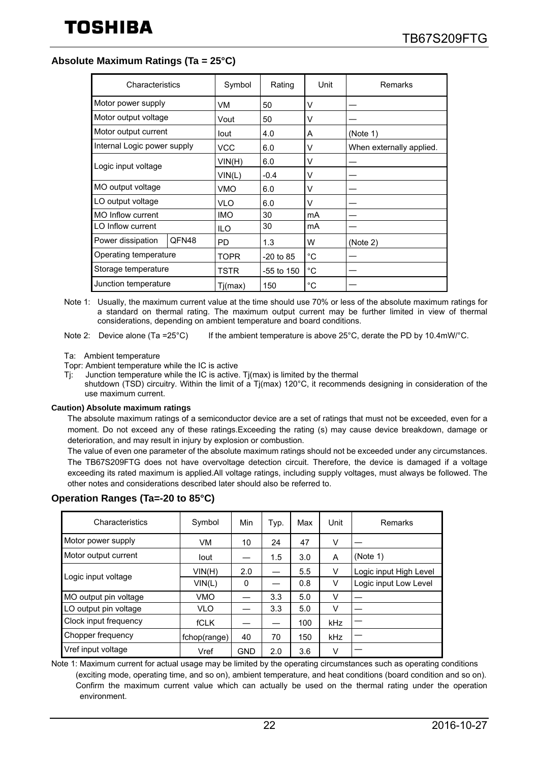## Absolute Maximum Ratings (Ta = 25°C)

| Characteristics | | Symbol | Rating | Unit | Remarks |
|---|---|---|---|---|---|
| Motor power supply | | VM | 50 | V | — |
| Motor output voltage | | Vout | 50 | V | — |
| Motor output current | | Iout | 4.0 | A | (Note 1) |
| Internal Logic power supply | | VCC | 6.0 | V | When externally applied. |
| Logic input voltage | | VIN(H) | 6.0 | V | — |
| | | VIN(L) | -0.4 | V | — |
| MO output voltage | | VMO | 6.0 | V | — |
| LO output voltage | | VLO | 6.0 | V | — |
| MO Inflow current | | IMO | 30 | mA | — |
| LO Inflow current | | ILO | 30 | mA | — |
| Power dissipation | QFN48 | PD | 1.3 | W | (Note 2) |
| Operating temperature | | TOPR | -20 to 85 | °C | — |
| Storage temperature | | TSTR | -55 to 150 | °C | — |
| Junction temperature | | Tj(max) | 150 | °C | — |

Note 1: Usually, the maximum current value at the time should use 70% or less of the absolute maximum ratings for a standard on thermal rating. The maximum output current may be further limited in view of thermal considerations, depending on ambient temperature and board conditions.

Note 2: Device alone (Ta =25°C) If the ambient temperature is above 25°C, derate the PD by 10.4mW/°C.

Ta: Ambient temperature
Topr: Ambient temperature while the IC is active
Tj: Junction temperature while the IC is active. Tj(max) is limited by the thermal shutdown (TSD) circuitry. Within the limit of a Tj(max) 120°C, it recommends designing in consideration of the use maximum current.

**Caution) Absolute maximum ratings**

The absolute maximum ratings of a semiconductor device are a set of ratings that must not be exceeded, even for a moment. Do not exceed any of these ratings.Exceeding the rating (s) may cause device breakdown, damage or deterioration, and may result in injury by explosion or combustion.

The value of even one parameter of the absolute maximum ratings should not be exceeded under any circumstances. The TB67S209FTG does not have overvoltage detection circuit. Therefore, the device is damaged if a voltage exceeding its rated maximum is applied.All voltage ratings, including supply voltages, must always be followed. The other notes and considerations described later should also be referred to.

## Operation Ranges (Ta=-20 to 85°C)

| Characteristics | Symbol | Min | Typ. | Max | Unit | Remarks |
|---|---|---|---|---|---|---|
| Motor power supply | VM | 10 | 24 | 47 | V | — |
| Motor output current | Iout | — | 1.5 | 3.0 | A | (Note 1) |
| Logic input voltage | VIN(H) | 2.0 | — | 5.5 | V | Logic input High Level |
| | VIN(L) | 0 | — | 0.8 | V | Logic input Low Level |
| MO output pin voltage | VMO | — | 3.3 | 5.0 | V | — |
| LO output pin voltage | VLO | — | 3.3 | 5.0 | V | — |
| Clock input frequency | fCLK | — | — | 100 | kHz | — |
| Chopper frequency | fchop(range) | 40 | 70 | 150 | kHz | — |
| Vref input voltage | Vref | GND | 2.0 | 3.6 | V | — |

Note 1: Maximum current for actual usage may be limited by the operating circumstances such as operating conditions (exciting mode, operating time, and so on), ambient temperature, and heat conditions (board condition and so on). Confirm the maximum current value which can actually be used on the thermal rating under the operation environment.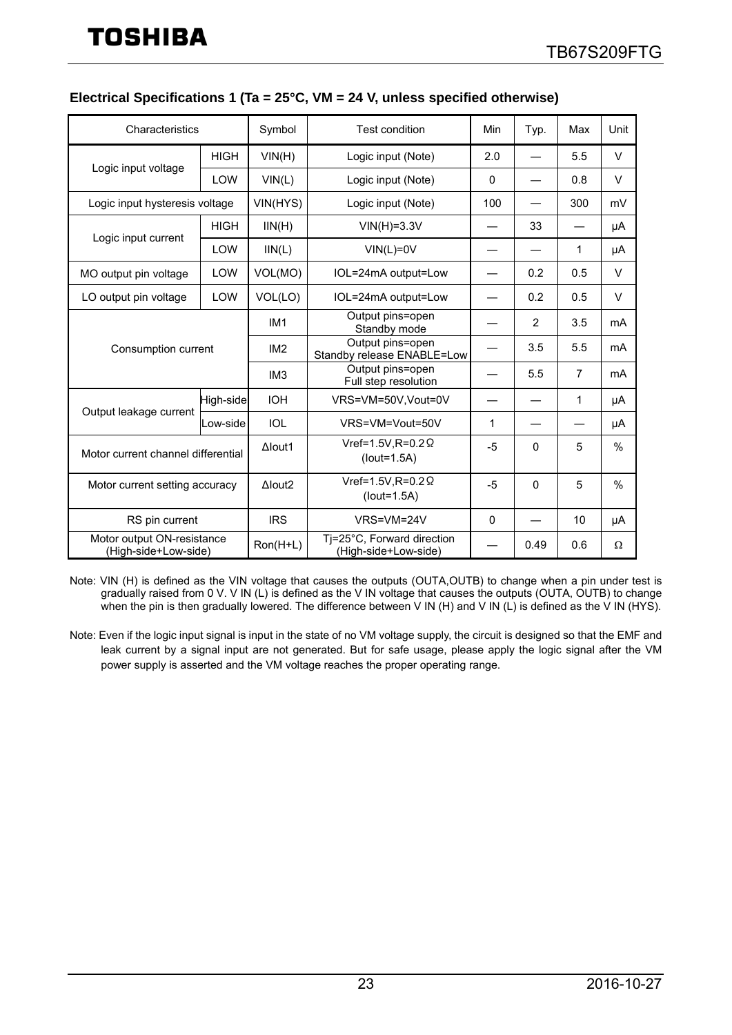### Electrical Specifications 1 (Ta = 25°C, VM = 24 V, unless specified otherwise)

| Characteristics | | Symbol | Test condition | Min | Typ. | Max | Unit |
|---|---|---|---|---|---|---|---|
| Logic input voltage | HIGH | VIN(H) | Logic input (Note) | 2.0 | — | 5.5 | V |
| | LOW | VIN(L) | Logic input (Note) | 0 | — | 0.8 | V |
| Logic input hysteresis voltage | | VIN(HYS) | Logic input (Note) | 100 | — | 300 | mV |
| Logic input current | HIGH | IIN(H) | VIN(H)=3.3V | — | 33 | — | μA |
| | LOW | IIN(L) | VIN(L)=0V | — | — | 1 | μA |
| MO output pin voltage | LOW | VOL(MO) | IOL=24mA output=Low | — | 0.2 | 0.5 | V |
| LO output pin voltage | LOW | VOL(LO) | IOL=24mA output=Low | — | 0.2 | 0.5 | V |
| Consumption current | | IM1 | Output pins=open Standby mode | — | 2 | 3.5 | mA |
| | | IM2 | Output pins=open Standby release ENABLE=Low | — | 3.5 | 5.5 | mA |
| | | IM3 | Output pins=open Full step resolution | — | 5.5 | 7 | mA |
| Output leakage current | High-side | IOH | VRS=VM=50V,Vout=0V | — | — | 1 | μA |
| | Low-side | IOL | VRS=VM=Vout=50V | 1 | — | — | μA |
| Motor current channel differential | | ΔIout1 | Vref=1.5V,R=0.2Ω (Iout=1.5A) | -5 | 0 | 5 | % |
| Motor current setting accuracy | | ΔIout2 | Vref=1.5V,R=0.2Ω (Iout=1.5A) | -5 | 0 | 5 | % |
| RS pin current | | IRS | VRS=VM=24V | 0 | — | 10 | μA |
| Motor output ON-resistance (High-side+Low-side) | | Ron(H+L) | Tj=25°C, Forward direction (High-side+Low-side) | — | 0.49 | 0.6 | Ω |

Note: VIN (H) is defined as the VIN voltage that causes the outputs (OUTA,OUTB) to change when a pin under test is gradually raised from 0 V. V IN (L) is defined as the V IN voltage that causes the outputs (OUTA, OUTB) to change when the pin is then gradually lowered. The difference between V IN (H) and V IN (L) is defined as the V IN (HYS).

Note: Even if the logic input signal is input in the state of no VM voltage supply, the circuit is designed so that the EMF and leak current by a signal input are not generated. But for safe usage, please apply the logic signal after the VM power supply is asserted and the VM voltage reaches the proper operating range.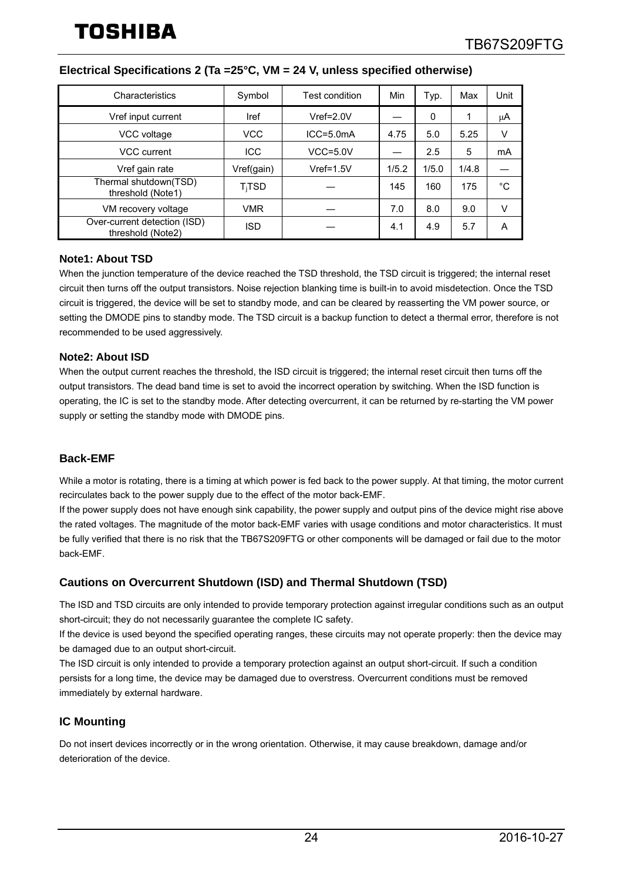## Electrical Specifications 2 (Ta =25°C, VM = 24 V, unless specified otherwise)

| Characteristics | Symbol | Test condition | Min | Typ. | Max | Unit |
|---|---|---|---|---|---|---|
| Vref input current | Iref | Vref=2.0V | — | 0 | 1 | μA |
| VCC voltage | VCC | ICC=5.0mA | 4.75 | 5.0 | 5.25 | V |
| VCC current | ICC | VCC=5.0V | — | 2.5 | 5 | mA |
| Vref gain rate | Vref(gain) | Vref=1.5V | 1/5.2 | 1/5.0 | 1/4.8 | — |
| Thermal shutdown(TSD) threshold (Note1) | $T_j$TSD | — | 145 | 160 | 175 | °C |
| VM recovery voltage | VMR | — | 7.0 | 8.0 | 9.0 | V |
| Over-current detection (ISD) threshold (Note2) | ISD | — | 4.1 | 4.9 | 5.7 | A |

**Note1: About TSD**

When the junction temperature of the device reached the TSD threshold, the TSD circuit is triggered; the internal reset circuit then turns off the output transistors. Noise rejection blanking time is built-in to avoid misdetection. Once the TSD circuit is triggered, the device will be set to standby mode, and can be cleared by reasserting the VM power source, or setting the DMODE pins to standby mode. The TSD circuit is a backup function to detect a thermal error, therefore is not recommended to be used aggressively.

**Note2: About ISD**

When the output current reaches the threshold, the ISD circuit is triggered; the internal reset circuit then turns off the output transistors. The dead band time is set to avoid the incorrect operation by switching. When the ISD function is operating, the IC is set to the standby mode. After detecting overcurrent, it can be returned by re-starting the VM power supply or setting the standby mode with DMODE pins.

### Back-EMF

While a motor is rotating, there is a timing at which power is fed back to the power supply. At that timing, the motor current recirculates back to the power supply due to the effect of the motor back-EMF.

If the power supply does not have enough sink capability, the power supply and output pins of the device might rise above the rated voltages. The magnitude of the motor back-EMF varies with usage conditions and motor characteristics. It must be fully verified that there is no risk that the TB67S209FTG or other components will be damaged or fail due to the motor back-EMF.

### Cautions on Overcurrent Shutdown (ISD) and Thermal Shutdown (TSD)

The ISD and TSD circuits are only intended to provide temporary protection against irregular conditions such as an output short-circuit; they do not necessarily guarantee the complete IC safety.

If the device is used beyond the specified operating ranges, these circuits may not operate properly: then the device may be damaged due to an output short-circuit.

The ISD circuit is only intended to provide a temporary protection against an output short-circuit. If such a condition persists for a long time, the device may be damaged due to overstress. Overcurrent conditions must be removed immediately by external hardware.

### IC Mounting

Do not insert devices incorrectly or in the wrong orientation. Otherwise, it may cause breakdown, damage and/or deterioration of the device.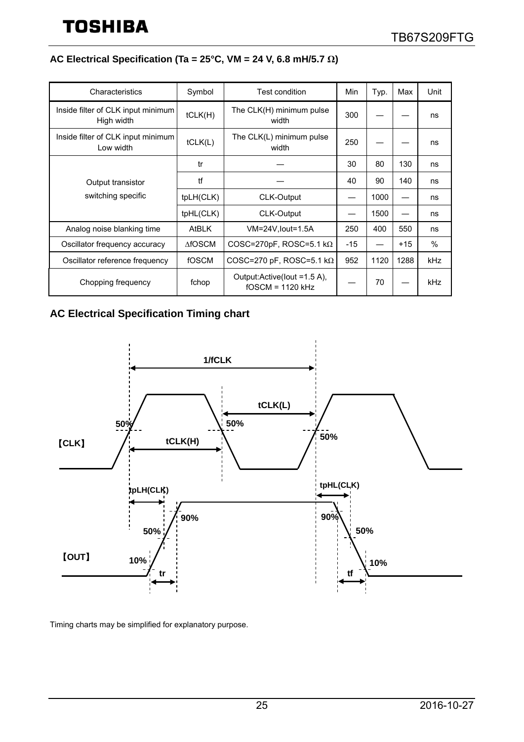### AC Electrical Specification (Ta = 25°C, VM = 24 V, 6.8 mH/5.7 Ω)

| Characteristics | Symbol | Test condition | Min | Typ. | Max | Unit |
|---|---|---|---|---|---|---|
| Inside filter of CLK input minimum High width | tCLK(H) | The CLK(H) minimum pulse width | 300 | — | — | ns |
| Inside filter of CLK input minimum Low width | tCLK(L) | The CLK(L) minimum pulse width | 250 | — | — | ns |
| Output transistor switching specific | tr | — | 30 | 80 | 130 | ns |
| | tf | — | 40 | 90 | 140 | ns |
| | tpLH(CLK) | CLK-Output | — | 1000 | — | ns |
| | tpHL(CLK) | CLK-Output | — | 1500 | — | ns |
| Analog noise blanking time | AtBLK | VM=24V,Iout=1.5A | 250 | 400 | 550 | ns |
| Oscillator frequency accuracy | ΔfOSCM | COSC=270pF, ROSC=5.1 kΩ | -15 | — | +15 | % |
| Oscillator reference frequency | fOSCM | COSC=270 pF, ROSC=5.1 kΩ | 952 | 1120 | 1288 | kHz |
| Chopping frequency | fchop | Output:Active(Iout =1.5 A), fOSCM = 1120 kHz | — | 70 | — | kHz |

### AC Electrical Specification Timing chart

1/fCLK

tCLK(L)

50% 50% 50%

【CLK】 tCLK(H)

tpLH(CLK) tpHL(CLK)

90% 90%

50% 50%

【OUT】 10% 10%

tr tf

Timing charts may be simplified for explanatory purpose.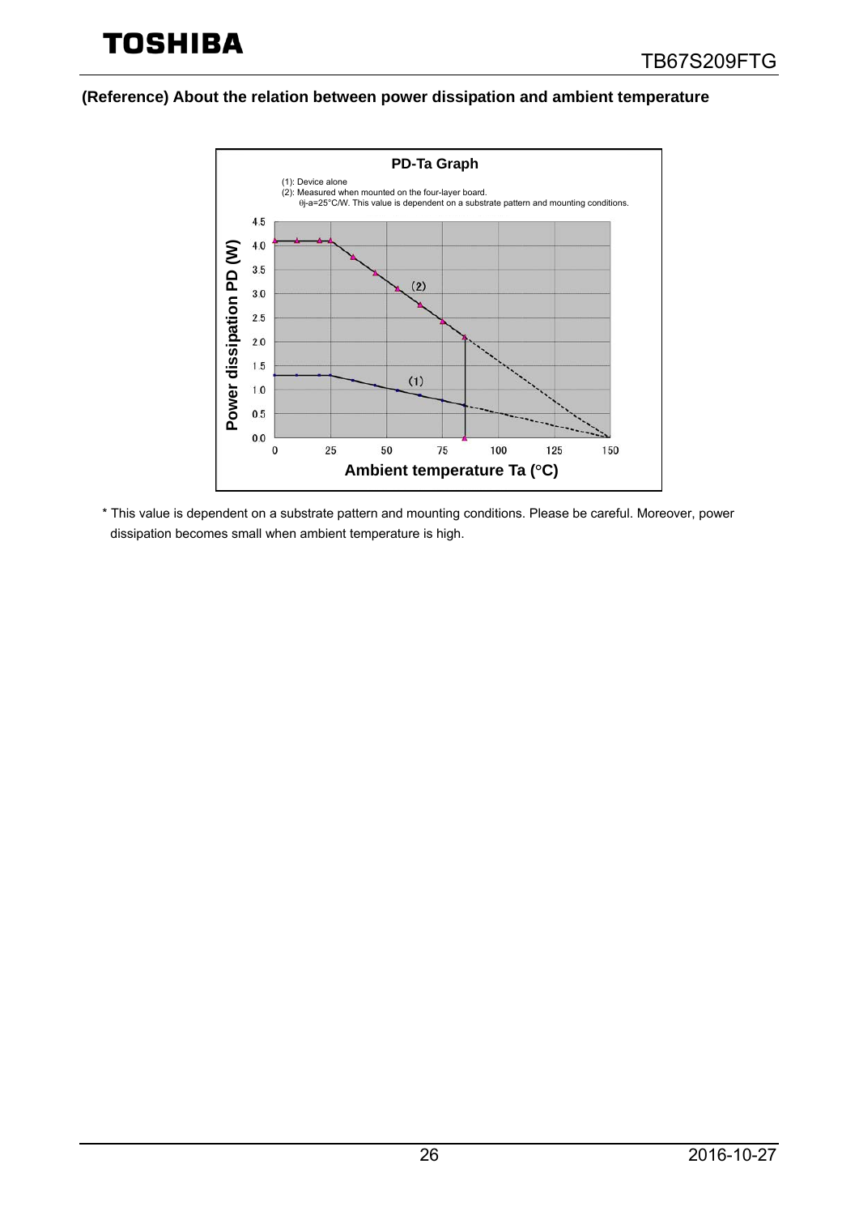**(Reference) About the relation between power dissipation and ambient temperature**

**PD-Ta Graph**

(1): Device alone
(2): Measured when mounted on the four-layer board.
θj-a=25°C/W. This value is dependent on a substrate pattern and mounting conditions.

Power dissipation PD (W)

Ambient temperature Ta (°C)

\* This value is dependent on a substrate pattern and mounting conditions. Please be careful. Moreover, power dissipation becomes small when ambient temperature is high.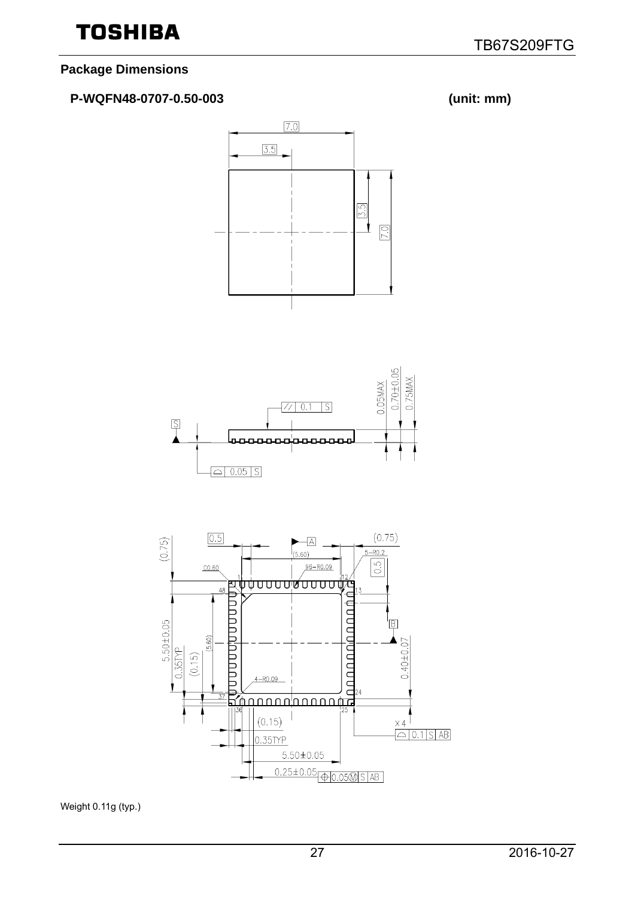## Package Dimensions

**P-WQFN48-0707-0.50-003** **(unit: mm)**

Weight 0.11g (typ.)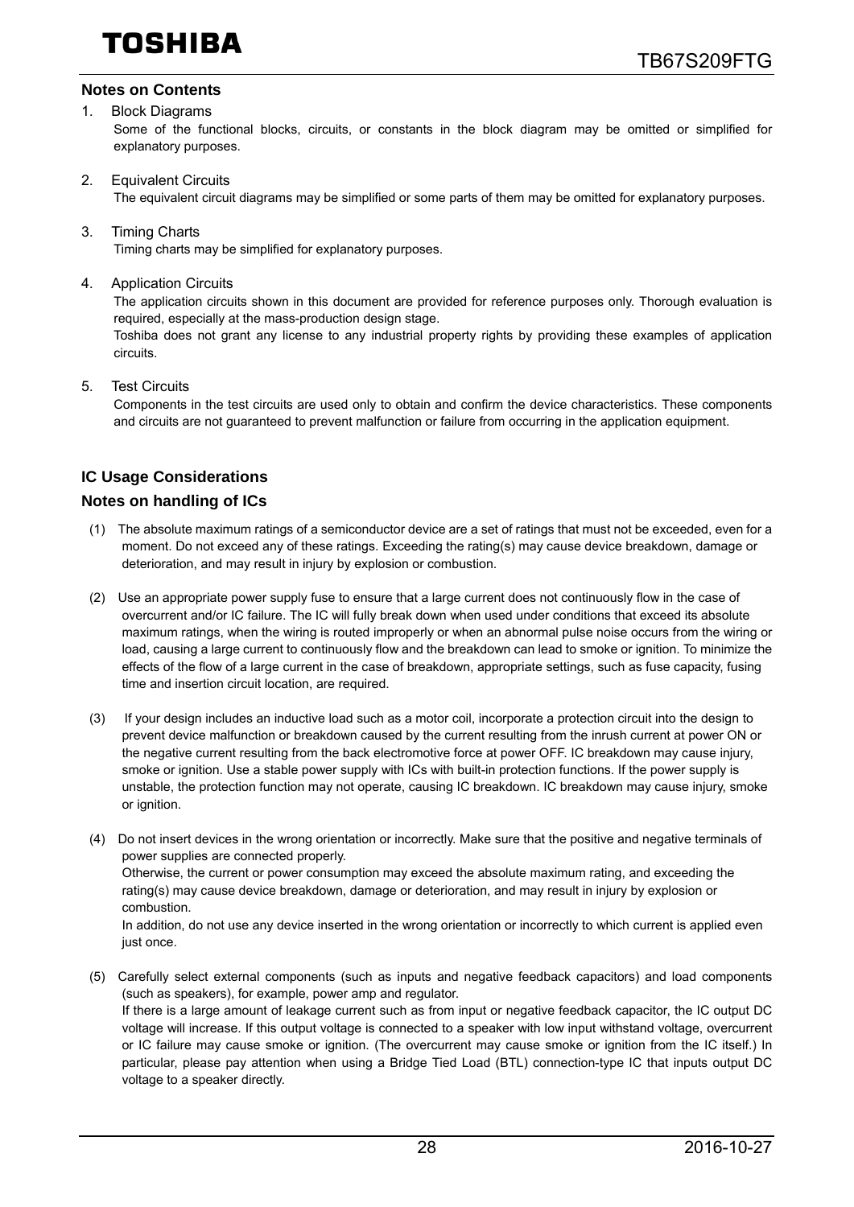## Notes on Contents

1. Block Diagrams
   Some of the functional blocks, circuits, or constants in the block diagram may be omitted or simplified for explanatory purposes.

2. Equivalent Circuits
   The equivalent circuit diagrams may be simplified or some parts of them may be omitted for explanatory purposes.

3. Timing Charts
   Timing charts may be simplified for explanatory purposes.

4. Application Circuits
   The application circuits shown in this document are provided for reference purposes only. Thorough evaluation is required, especially at the mass-production design stage.
   Toshiba does not grant any license to any industrial property rights by providing these examples of application circuits.

5. Test Circuits
   Components in the test circuits are used only to obtain and confirm the device characteristics. These components and circuits are not guaranteed to prevent malfunction or failure from occurring in the application equipment.

## IC Usage Considerations

### Notes on handling of ICs

(1) The absolute maximum ratings of a semiconductor device are a set of ratings that must not be exceeded, even for a moment. Do not exceed any of these ratings. Exceeding the rating(s) may cause device breakdown, damage or deterioration, and may result in injury by explosion or combustion.

(2) Use an appropriate power supply fuse to ensure that a large current does not continuously flow in the case of overcurrent and/or IC failure. The IC will fully break down when used under conditions that exceed its absolute maximum ratings, when the wiring is routed improperly or when an abnormal pulse noise occurs from the wiring or load, causing a large current to continuously flow and the breakdown can lead to smoke or ignition. To minimize the effects of the flow of a large current in the case of breakdown, appropriate settings, such as fuse capacity, fusing time and insertion circuit location, are required.

(3) If your design includes an inductive load such as a motor coil, incorporate a protection circuit into the design to prevent device malfunction or breakdown caused by the current resulting from the inrush current at power ON or the negative current resulting from the back electromotive force at power OFF. IC breakdown may cause injury, smoke or ignition. Use a stable power supply with ICs with built-in protection functions. If the power supply is unstable, the protection function may not operate, causing IC breakdown. IC breakdown may cause injury, smoke or ignition.

(4) Do not insert devices in the wrong orientation or incorrectly. Make sure that the positive and negative terminals of power supplies are connected properly.
Otherwise, the current or power consumption may exceed the absolute maximum rating, and exceeding the rating(s) may cause device breakdown, damage or deterioration, and may result in injury by explosion or combustion.
In addition, do not use any device inserted in the wrong orientation or incorrectly to which current is applied even just once.

(5) Carefully select external components (such as inputs and negative feedback capacitors) and load components (such as speakers), for example, power amp and regulator.
If there is a large amount of leakage current such as from input or negative feedback capacitor, the IC output DC voltage will increase. If this output voltage is connected to a speaker with low input withstand voltage, overcurrent or IC failure may cause smoke or ignition. (The overcurrent may cause smoke or ignition from the IC itself.) In particular, please pay attention when using a Bridge Tied Load (BTL) connection-type IC that inputs output DC voltage to a speaker directly.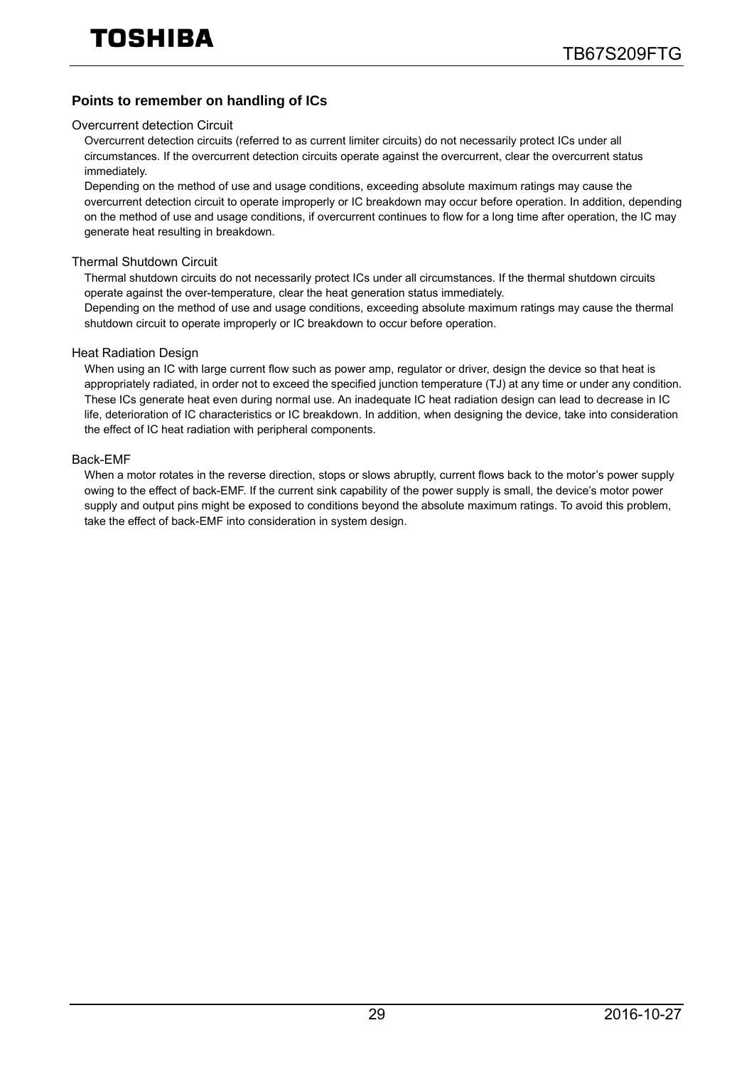## Points to remember on handling of ICs

### Overcurrent detection Circuit

Overcurrent detection circuits (referred to as current limiter circuits) do not necessarily protect ICs under all circumstances. If the overcurrent detection circuits operate against the overcurrent, clear the overcurrent status immediately.
Depending on the method of use and usage conditions, exceeding absolute maximum ratings may cause the overcurrent detection circuit to operate improperly or IC breakdown may occur before operation. In addition, depending on the method of use and usage conditions, if overcurrent continues to flow for a long time after operation, the IC may generate heat resulting in breakdown.

### Thermal Shutdown Circuit

Thermal shutdown circuits do not necessarily protect ICs under all circumstances. If the thermal shutdown circuits operate against the over-temperature, clear the heat generation status immediately.
Depending on the method of use and usage conditions, exceeding absolute maximum ratings may cause the thermal shutdown circuit to operate improperly or IC breakdown to occur before operation.

### Heat Radiation Design

When using an IC with large current flow such as power amp, regulator or driver, design the device so that heat is appropriately radiated, in order not to exceed the specified junction temperature (TJ) at any time or under any condition. These ICs generate heat even during normal use. An inadequate IC heat radiation design can lead to decrease in IC life, deterioration of IC characteristics or IC breakdown. In addition, when designing the device, take into consideration the effect of IC heat radiation with peripheral components.

### Back-EMF

When a motor rotates in the reverse direction, stops or slows abruptly, current flows back to the motor's power supply owing to the effect of back-EMF. If the current sink capability of the power supply is small, the device's motor power supply and output pins might be exposed to conditions beyond the absolute maximum ratings. To avoid this problem, take the effect of back-EMF into consideration in system design.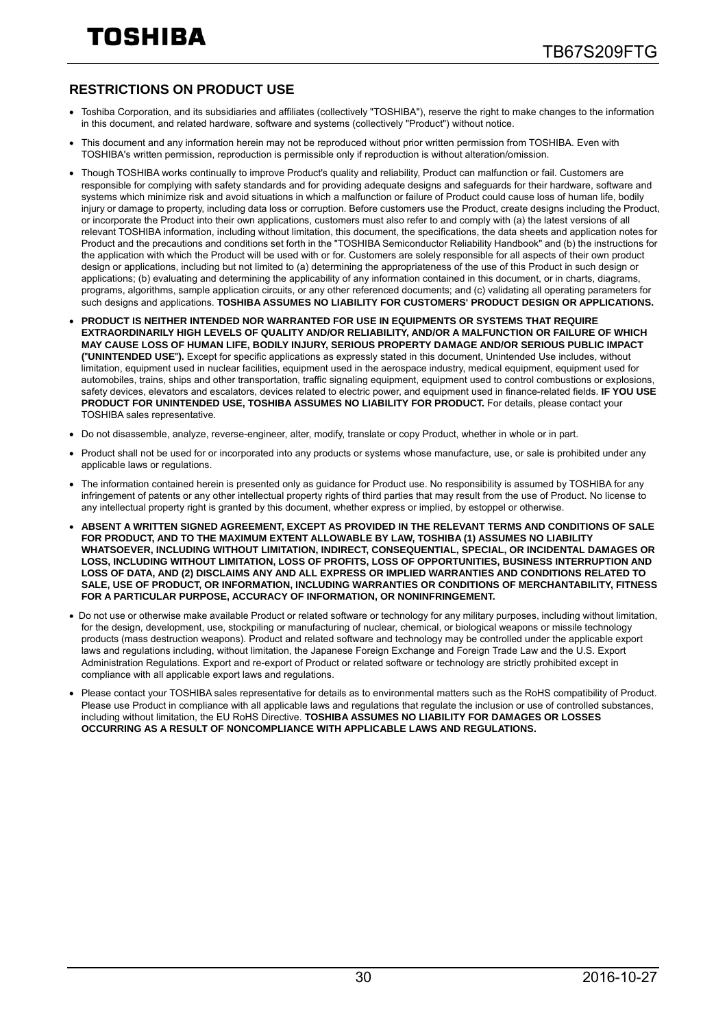## RESTRICTIONS ON PRODUCT USE

- Toshiba Corporation, and its subsidiaries and affiliates (collectively "TOSHIBA"), reserve the right to make changes to the information in this document, and related hardware, software and systems (collectively "Product") without notice.
- This document and any information herein may not be reproduced without prior written permission from TOSHIBA. Even with TOSHIBA's written permission, reproduction is permissible only if reproduction is without alteration/omission.
- Though TOSHIBA works continually to improve Product's quality and reliability, Product can malfunction or fail. Customers are responsible for complying with safety standards and for providing adequate designs and safeguards for their hardware, software and systems which minimize risk and avoid situations in which a malfunction or failure of Product could cause loss of human life, bodily injury or damage to property, including data loss or corruption. Before customers use the Product, create designs including the Product, or incorporate the Product into their own applications, customers must also refer to and comply with (a) the latest versions of all relevant TOSHIBA information, including without limitation, this document, the specifications, the data sheets and application notes for Product and the precautions and conditions set forth in the "TOSHIBA Semiconductor Reliability Handbook" and (b) the instructions for the application with which the Product will be used with or for. Customers are solely responsible for all aspects of their own product design or applications, including but not limited to (a) determining the appropriateness of the use of this Product in such design or applications; (b) evaluating and determining the applicability of any information contained in this document, or in charts, diagrams, programs, algorithms, sample application circuits, or any other referenced documents; and (c) validating all operating parameters for such designs and applications. **TOSHIBA ASSUMES NO LIABILITY FOR CUSTOMERS' PRODUCT DESIGN OR APPLICATIONS.**
- **PRODUCT IS NEITHER INTENDED NOR WARRANTED FOR USE IN EQUIPMENTS OR SYSTEMS THAT REQUIRE EXTRAORDINARILY HIGH LEVELS OF QUALITY AND/OR RELIABILITY, AND/OR A MALFUNCTION OR FAILURE OF WHICH MAY CAUSE LOSS OF HUMAN LIFE, BODILY INJURY, SERIOUS PROPERTY DAMAGE AND/OR SERIOUS PUBLIC IMPACT ("UNINTENDED USE").** Except for specific applications as expressly stated in this document, Unintended Use includes, without limitation, equipment used in nuclear facilities, equipment used in the aerospace industry, medical equipment, equipment used for automobiles, trains, ships and other transportation, traffic signaling equipment, equipment used to control combustions or explosions, safety devices, elevators and escalators, devices related to electric power, and equipment used in finance-related fields. **IF YOU USE PRODUCT FOR UNINTENDED USE, TOSHIBA ASSUMES NO LIABILITY FOR PRODUCT.** For details, please contact your TOSHIBA sales representative.
- Do not disassemble, analyze, reverse-engineer, alter, modify, translate or copy Product, whether in whole or in part.
- Product shall not be used for or incorporated into any products or systems whose manufacture, use, or sale is prohibited under any applicable laws or regulations.
- The information contained herein is presented only as guidance for Product use. No responsibility is assumed by TOSHIBA for any infringement of patents or any other intellectual property rights of third parties that may result from the use of Product. No license to any intellectual property right is granted by this document, whether express or implied, by estoppel or otherwise.
- **ABSENT A WRITTEN SIGNED AGREEMENT, EXCEPT AS PROVIDED IN THE RELEVANT TERMS AND CONDITIONS OF SALE FOR PRODUCT, AND TO THE MAXIMUM EXTENT ALLOWABLE BY LAW, TOSHIBA (1) ASSUMES NO LIABILITY WHATSOEVER, INCLUDING WITHOUT LIMITATION, INDIRECT, CONSEQUENTIAL, SPECIAL, OR INCIDENTAL DAMAGES OR LOSS, INCLUDING WITHOUT LIMITATION, LOSS OF PROFITS, LOSS OF OPPORTUNITIES, BUSINESS INTERRUPTION AND LOSS OF DATA, AND (2) DISCLAIMS ANY AND ALL EXPRESS OR IMPLIED WARRANTIES AND CONDITIONS RELATED TO SALE, USE OF PRODUCT, OR INFORMATION, INCLUDING WARRANTIES OR CONDITIONS OF MERCHANTABILITY, FITNESS FOR A PARTICULAR PURPOSE, ACCURACY OF INFORMATION, OR NONINFRINGEMENT.**
- Do not use or otherwise make available Product or related software or technology for any military purposes, including without limitation, for the design, development, use, stockpiling or manufacturing of nuclear, chemical, or biological weapons or missile technology products (mass destruction weapons). Product and related software and technology may be controlled under the applicable export laws and regulations including, without limitation, the Japanese Foreign Exchange and Foreign Trade Law and the U.S. Export Administration Regulations. Export and re-export of Product or related software or technology are strictly prohibited except in compliance with all applicable export laws and regulations.
- Please contact your TOSHIBA sales representative for details as to environmental matters such as the RoHS compatibility of Product. Please use Product in compliance with all applicable laws and regulations that regulate the inclusion or use of controlled substances, including without limitation, the EU RoHS Directive. **TOSHIBA ASSUMES NO LIABILITY FOR DAMAGES OR LOSSES OCCURRING AS A RESULT OF NONCOMPLIANCE WITH APPLICABLE LAWS AND REGULATIONS.**